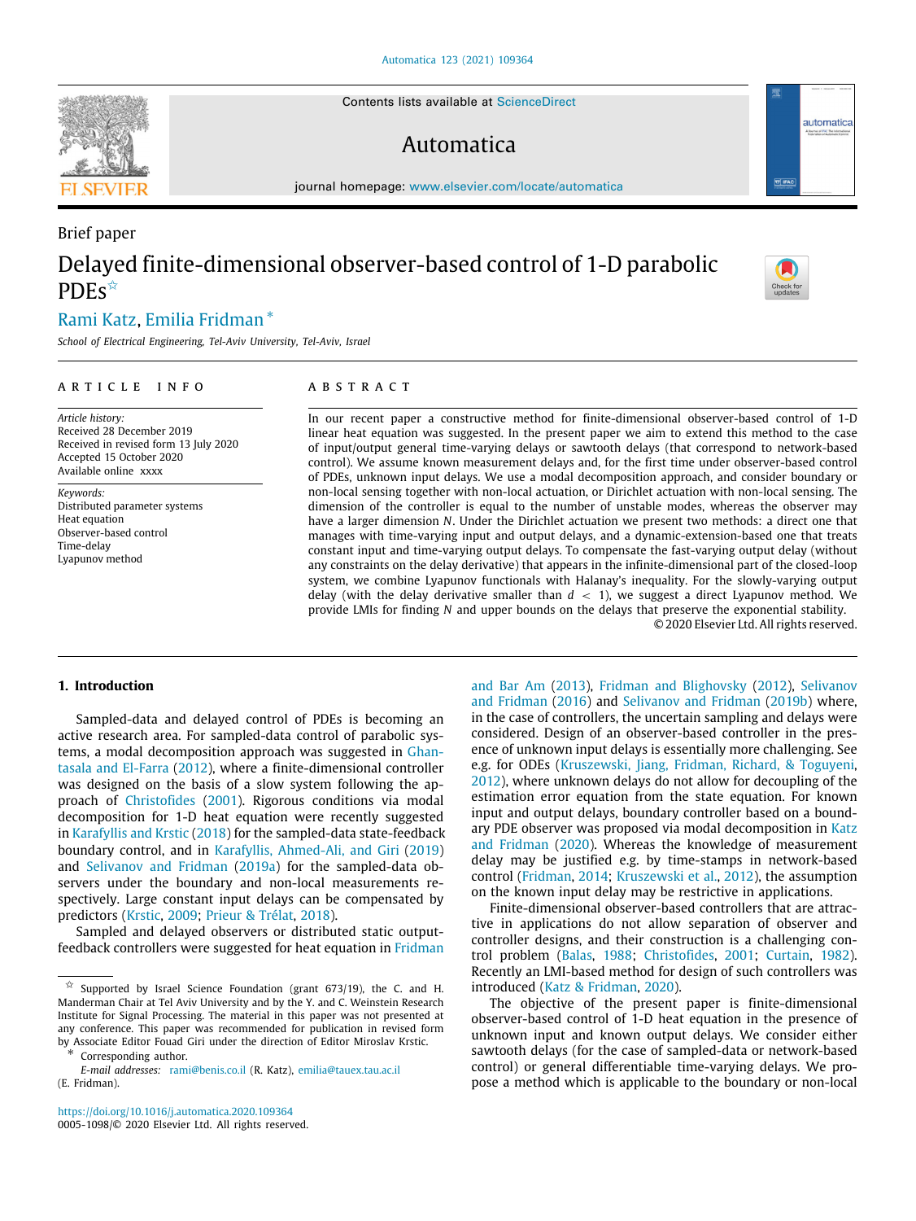Brief paper

# Delayed finite-dimensional observer-based control of 1-D parabolic PDEs[☆]

Rami Katz, Emilia Fridman [*]

*School of Electrical Engineering, Tel-Aviv University, Tel-Aviv, Israel*

## ARTICLE INFO

*Article history:*
Received 28 December 2019
Received in revised form 13 July 2020
Accepted 15 October 2020
Available online xxxx

*Keywords:*
Distributed parameter systems
Heat equation
Observer-based control
Time-delay
Lyapunov method

## ABSTRACT

In our recent paper a constructive method for finite-dimensional observer-based control of 1-D linear heat equation was suggested. In the present paper we aim to extend this method to the case of input/output general time-varying delays or sawtooth delays (that correspond to network-based control). We assume known measurement delays and, for the first time under observer-based control of PDEs, unknown input delays. We use a modal decomposition approach, and consider boundary or non-local sensing together with non-local actuation, or Dirichlet actuation with non-local sensing. The dimension of the controller is equal to the number of unstable modes, whereas the observer may have a larger dimension $N$. Under the Dirichlet actuation we present two methods: a direct one that manages with time-varying input and output delays, and a dynamic-extension-based one that treats constant input and time-varying output delays. To compensate the fast-varying output delay (without any constraints on the delay derivative) that appears in the infinite-dimensional part of the closed-loop system, we combine Lyapunov functionals with Halanay's inequality. For the slowly-varying output delay (with the delay derivative smaller than $d < 1$), we suggest a direct Lyapunov method. We provide LMIs for finding $N$ and upper bounds on the delays that preserve the exponential stability.

© 2020 Elsevier Ltd. All rights reserved.

## 1. Introduction

Sampled-data and delayed control of PDEs is becoming an active research area. For sampled-data control of parabolic systems, a modal decomposition approach was suggested in Ghantasala and El-Farra (2012), where a finite-dimensional controller was designed on the basis of a slow system following the approach of Christofides (2001). Rigorous conditions via modal decomposition for 1-D heat equation were recently suggested in Karafyllis and Krstic (2018) for the sampled-data state-feedback boundary control, and in Karafyllis, Ahmed-Ali, and Giri (2019) and Selivanov and Fridman (2019a) for the sampled-data observers under the boundary and non-local measurements respectively. Large constant input delays can be compensated by predictors (Krstic, 2009; Prieur & Trélat, 2018).

Sampled and delayed observers or distributed static output-feedback controllers were suggested for heat equation in Fridman and Bar Am (2013), Fridman and Blighovsky (2012), Selivanov and Fridman (2016) and Selivanov and Fridman (2019b) where, in the case of controllers, the uncertain sampling and delays were considered. Design of an observer-based controller in the presence of unknown input delays is essentially more challenging. See e.g. for ODEs (Kruszewski, Jiang, Fridman, Richard, & Toguyeni, 2012), where unknown delays do not allow for decoupling of the estimation error equation from the state equation. For known input and output delays, boundary controller based on a boundary PDE observer was proposed via modal decomposition in Katz and Fridman (2020). Whereas the knowledge of measurement delay may be justified e.g. by time-stamps in network-based control (Fridman, 2014; Kruszewski et al., 2012), the assumption on the known input delay may be restrictive in applications.

Finite-dimensional observer-based controllers that are attractive in applications do not allow separation of observer and controller designs, and their construction is a challenging control problem (Balas, 1988; Christofides, 2001; Curtain, 1982). Recently an LMI-based method for design of such controllers was introduced (Katz & Fridman, 2020).

The objective of the present paper is finite-dimensional observer-based control of 1-D heat equation in the presence of unknown input and known output delays. We consider either sawtooth delays (for the case of sampled-data or network-based control) or general differentiable time-varying delays. We propose a method which is applicable to the boundary or non-local

---

[☆] Supported by Israel Science Foundation (grant 673/19), the C. and H. Manderman Chair at Tel Aviv University and by the Y. and C. Weinstein Research Institute for Signal Processing. The material in this paper was not presented at any conference. This paper was recommended for publication in revised form by Associate Editor Fouad Giri under the direction of Editor Miroslav Krstic.

[*] Corresponding author.
*E-mail addresses:* rami@benis.co.il (R. Katz), emilia@tauex.tau.ac.il (E. Fridman).

https://doi.org/10.1016/j.automatica.2020.109364
0005-1098/© 2020 Elsevier Ltd. All rights reserved.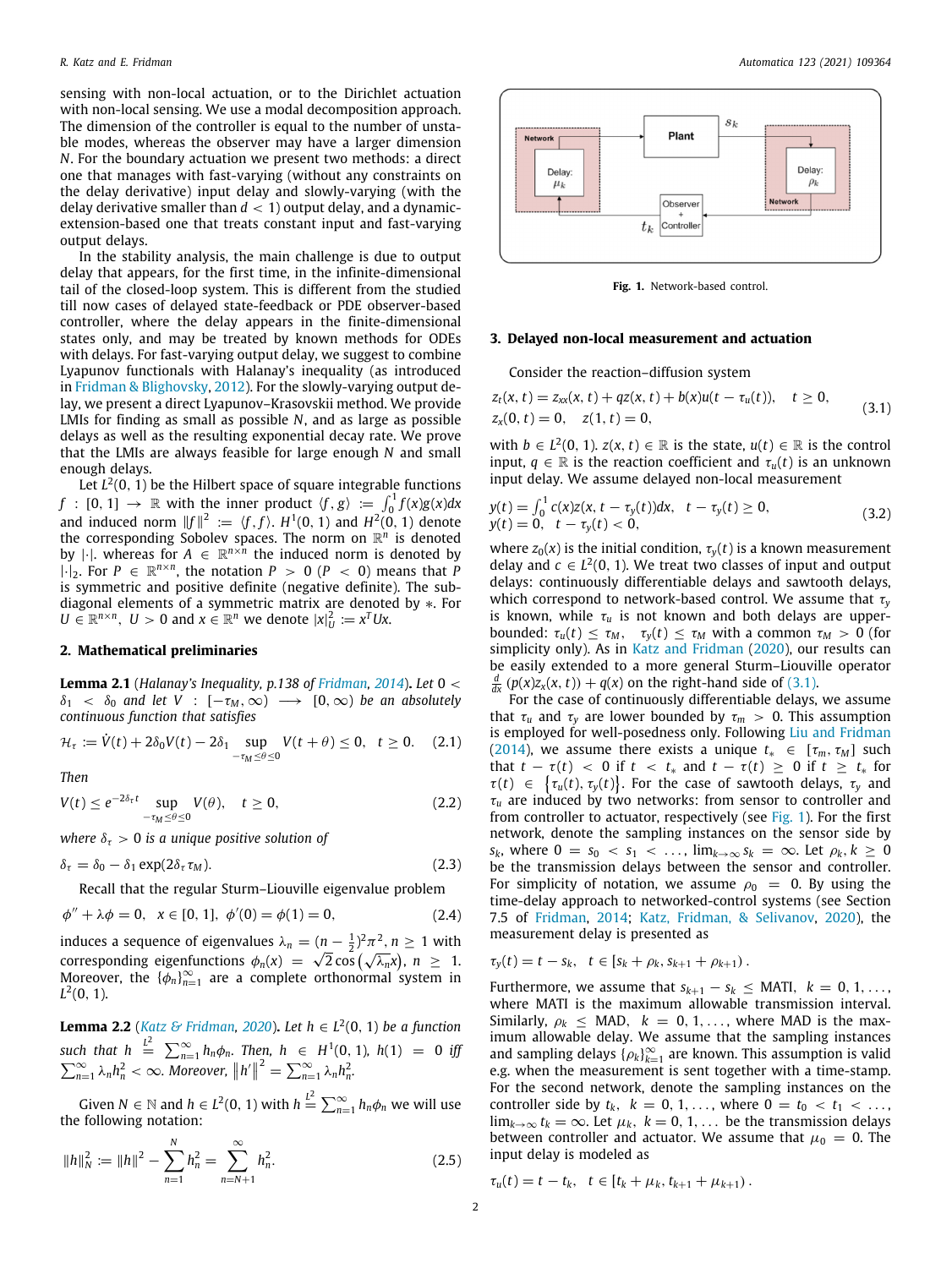sensing with non-local actuation, or to the Dirichlet actuation with non-local sensing. We use a modal decomposition approach. The dimension of the controller is equal to the number of unstable modes, whereas the observer may have a larger dimension $N$. For the boundary actuation we present two methods: a direct one that manages with fast-varying (without any constraints on the delay derivative) input delay and slowly-varying (with the delay derivative smaller than $d < 1$) output delay, and a dynamic-extension-based one that treats constant input and fast-varying output delays.

In the stability analysis, the main challenge is due to output delay that appears, for the first time, in the infinite-dimensional tail of the closed-loop system. This is different from the studied till now cases of delayed state-feedback or PDE observer-based controller, where the delay appears in the finite-dimensional states only, and may be treated by known methods for ODEs with delays. For fast-varying output delay, we suggest to combine Lyapunov functionals with Halanay's inequality (as introduced in Fridman & Blighovsky, 2012). For the slowly-varying output delay, we present a direct Lyapunov–Krasovskii method. We provide LMIs for finding as small as possible $N$, and as large as possible delays as well as the resulting exponential decay rate. We prove that the LMIs are always feasible for large enough $N$ and small enough delays.

Let $L^2(0,1)$ be the Hilbert space of square integrable functions $f:[0,1]\to\mathbb{R}$ with the inner product $\langle f,g\rangle := \int_0^1 f(x)g(x)dx$ and induced norm $\|f\|^2 := \langle f,f\rangle$. $H^1(0,1)$ and $H^2(0,1)$ denote the corresponding Sobolev spaces. The norm on $\mathbb{R}^n$ is denoted by $|\cdot|$. whereas for $A \in \mathbb{R}^{n\times n}$ the induced norm is denoted by $|\cdot|_2$. For $P \in \mathbb{R}^{n\times n}$, the notation $P > 0$ ($P < 0$) means that $P$ is symmetric and positive definite (negative definite). The subdiagonal elements of a symmetric matrix are denoted by $*$. For $U \in \mathbb{R}^{n\times n},\ U > 0$ and $x \in \mathbb{R}^n$ we denote $|x|_U^2 := x^T Ux$.

## 2. Mathematical preliminaries

**Lemma 2.1** (*Halanay's Inequality, p.138 of Fridman, 2014*). *Let $0 < \delta_1 < \delta_0$ and let $V : [-\tau_M, \infty) \longrightarrow [0,\infty)$ be an absolutely continuous function that satisfies*

$$\mathcal{H}_\tau := \dot V(t) + 2\delta_0 V(t) - 2\delta_1 \sup_{-\tau_M \le \theta \le 0} V(t+\theta) \le 0, \quad t \ge 0. \tag{2.1}$$

*Then*

$$V(t) \le e^{-2\delta_\tau t} \sup_{-\tau_M \le \theta \le 0} V(\theta), \quad t \ge 0, \tag{2.2}$$

*where $\delta_\tau > 0$ is a unique positive solution of*

$$\delta_\tau = \delta_0 - \delta_1 \exp(2\delta_\tau \tau_M). \tag{2.3}$$

Recall that the regular Sturm–Liouville eigenvalue problem

$$\phi'' + \lambda\phi = 0, \quad x \in [0,1], \ \phi'(0) = \phi(1) = 0, \tag{2.4}$$

induces a sequence of eigenvalues $\lambda_n = (n-\frac{1}{2})^2\pi^2, n \ge 1$ with corresponding eigenfunctions $\phi_n(x) = \sqrt{2}\cos\left(\sqrt{\lambda_n}x\right),\ n \ge 1$. Moreover, the $\{\phi_n\}_{n=1}^\infty$ are a complete orthonormal system in $L^2(0,1)$.

**Lemma 2.2** (*Katz & Fridman, 2020*). *Let $h \in L^2(0,1)$ be a function such that $h \overset{L^2}{=} \sum_{n=1}^\infty h_n\phi_n$. Then, $h \in H^1(0,1)$, $h(1) = 0$ iff $\sum_{n=1}^\infty \lambda_n h_n^2 < \infty$. Moreover, $\left\|h'\right\|^2 = \sum_{n=1}^\infty \lambda_n h_n^2$.*

Given $N \in \mathbb{N}$ and $h \in L^2(0,1)$ with $h \overset{L^2}{=} \sum_{n=1}^\infty h_n\phi_n$ we will use the following notation:

$$\|h\|_N^2 := \|h\|^2 - \sum_{n=1}^N h_n^2 = \sum_{n=N+1}^\infty h_n^2. \tag{2.5}$$

**Fig. 1.** Network-based control.

## 3. Delayed non-local measurement and actuation

Consider the reaction–diffusion system

$$\begin{aligned} &z_t(x,t) = z_{xx}(x,t) + qz(x,t) + b(x)u(t-\tau_u(t)), \quad t \ge 0, \\ &z_x(0,t) = 0, \quad z(1,t) = 0, \end{aligned} \tag{3.1}$$

with $b \in L^2(0,1)$. $z(x,t) \in \mathbb{R}$ is the state, $u(t) \in \mathbb{R}$ is the control input, $q \in \mathbb{R}$ is the reaction coefficient and $\tau_u(t)$ is an unknown input delay. We assume delayed non-local measurement

$$\begin{aligned} &y(t) = \int_0^1 c(x)z(x,t-\tau_y(t))dx, \quad t - \tau_y(t) \ge 0, \\ &y(t) = 0, \quad t - \tau_y(t) < 0, \end{aligned} \tag{3.2}$$

where $z_0(x)$ is the initial condition, $\tau_y(t)$ is a known measurement delay and $c \in L^2(0,1)$. We treat two classes of input and output delays: continuously differentiable delays and sawtooth delays, which correspond to network-based control. We assume that $\tau_y$ is known, while $\tau_u$ is not known and both delays are upper-bounded: $\tau_u(t) \le \tau_M,\ \ \tau_y(t) \le \tau_M$ with a common $\tau_M > 0$ (for simplicity only). As in Katz and Fridman (2020), our results can be easily extended to a more general Sturm–Liouville operator $\frac{d}{dx}(p(x)z_x(x,t)) + q(x)$ on the right-hand side of (3.1).

For the case of continuously differentiable delays, we assume that $\tau_u$ and $\tau_y$ are lower bounded by $\tau_m > 0$. This assumption is employed for well-posedness only. Following Liu and Fridman (2014), we assume there exists a unique $t_* \in [\tau_m, \tau_M]$ such that $t - \tau(t) < 0$ if $t < t_*$ and $t - \tau(t) \ge 0$ if $t \ge t_*$ for $\tau(t) \in \left\{\tau_u(t), \tau_y(t)\right\}$. For the case of sawtooth delays, $\tau_y$ and $\tau_u$ are induced by two networks: from sensor to controller and from controller to actuator, respectively (see Fig. 1). For the first network, denote the sampling instances on the sensor side by $s_k$, where $0 = s_0 < s_1 < \ldots, \lim_{k\to\infty} s_k = \infty$. Let $\rho_k, k \ge 0$ be the transmission delays between the sensor and controller. For simplicity of notation, we assume $\rho_0 = 0$. By using the time-delay approach to networked-control systems (see Section 7.5 of Fridman, 2014; Katz, Fridman, & Selivanov, 2020), the measurement delay is presented as

$$\tau_y(t) = t - s_k, \quad t \in [s_k + \rho_k, s_{k+1} + \rho_{k+1}).$$

Furthermore, we assume that $s_{k+1} - s_k \le$ MATI, $k = 0,1,\ldots,$ where MATI is the maximum allowable transmission interval. Similarly, $\rho_k \le$ MAD, $k = 0,1,\ldots,$ where MAD is the maximum allowable delay. We assume that the sampling instances and sampling delays $\{\rho_k\}_{k=1}^\infty$ are known. This assumption is valid e.g. when the measurement is sent together with a time-stamp. For the second network, denote the sampling instances on the controller side by $t_k,\ k = 0,1,\ldots,$ where $0 = t_0 < t_1 < \ldots,$ $\lim_{k\to\infty} t_k = \infty$. Let $\mu_k,\ k = 0,1,\ldots$ be the transmission delays between controller and actuator. We assume that $\mu_0 = 0$. The input delay is modeled as

$$\tau_u(t) = t - t_k, \quad t \in [t_k + \mu_k, t_{k+1} + \mu_{k+1}).$$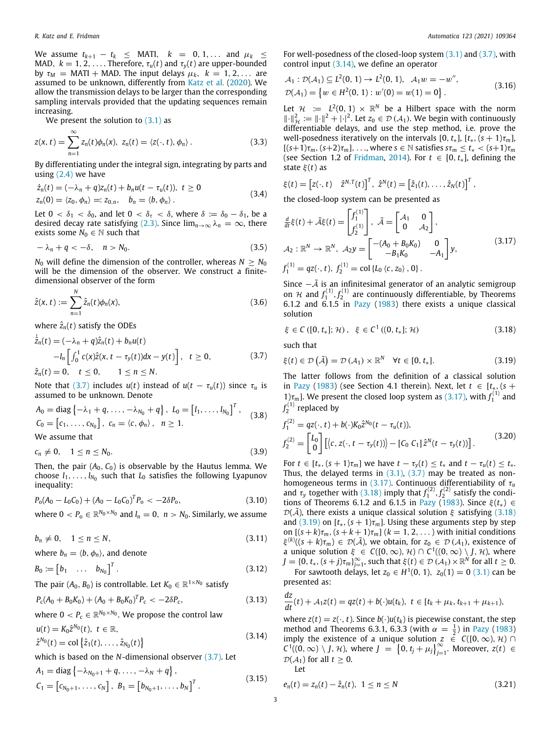We assume $t_{k+1} - t_k \leq$ MATI, $k = 0, 1, \ldots$ and $\mu_k \leq$ MAD, $k = 1, 2, \ldots$. Therefore, $\tau_u(t)$ and $\tau_y(t)$ are upper-bounded by $\tau_M$ = MATI + MAD. The input delays $\mu_k$, $k = 1, 2, \ldots$ are assumed to be unknown, differently from Katz et al. (2020). We allow the transmission delays to be larger than the corresponding sampling intervals provided that the updating sequences remain increasing.

We present the solution to (3.1) as

$$z(x,t) = \sum_{n=1}^{\infty} z_n(t)\phi_n(x), \; z_n(t) = \langle z(\cdot,t), \phi_n \rangle \,. \tag{3.3}$$

By differentiating under the integral sign, integrating by parts and using (2.4) we have

$$\begin{aligned} &\dot{z}_n(t) = (-\lambda_n + q)z_n(t) + b_n u(t - \tau_u(t)), \; t \geq 0 \\ &z_n(0) = \langle z_0, \phi_n \rangle =: z_{0,n}, \quad b_n = \langle b, \phi_n \rangle \,. \end{aligned} \tag{3.4}$$

Let $0 < \delta_1 < \delta_0$, and let $0 < \delta_\tau < \delta$, where $\delta := \delta_0 - \delta_1$, be a desired decay rate satisfying (2.3). Since $\lim_{n\to\infty} \lambda_n = \infty$, there exists some $N_0 \in \mathbb{N}$ such that

$$-\lambda_n + q < -\delta, \quad n > N_0. \tag{3.5}$$

$N_0$ will define the dimension of the controller, whereas $N \geq N_0$ will be the dimension of the observer. We construct a finite-dimensional observer of the form

$$\hat{z}(x,t) := \sum_{n=1}^{N} \hat{z}_n(t)\phi_n(x), \tag{3.6}$$

where $\hat{z}_n(t)$ satisfy the ODEs

$$\begin{aligned} \dot{\hat{z}}_n(t) &= (-\lambda_n + q)\hat{z}_n(t) + b_n u(t) \\ &\quad - l_n \left[ \int_0^1 c(x)\hat{z}(x, t - \tau_y(t))dx - y(t) \right], \quad t \geq 0, \\ \hat{z}_n(t) &= 0, \quad t \leq 0, \qquad 1 \leq n \leq N. \end{aligned} \tag{3.7}$$

Note that (3.7) includes $u(t)$ instead of $u(t - \tau_u(t))$ since $\tau_u$ is assumed to be unknown. Denote

$$\begin{aligned} &A_0 = \operatorname{diag}\left\{-\lambda_1 + q, \ldots, -\lambda_{N_0} + q\right\}, \; L_0 = \left[l_1, \ldots, l_{N_0}\right]^T, \\ &C_0 = \left[c_1, \ldots, c_{N_0}\right], \; c_n = \langle c, \phi_n \rangle, \quad n \geq 1. \end{aligned} \tag{3.8}$$

We assume that

$$c_n \neq 0, \quad 1 \leq n \leq N_0. \tag{3.9}$$

Then, the pair $(A_0, C_0)$ is observable by the Hautus lemma. We choose $l_1, \ldots, l_{N_0}$ such that $L_0$ satisfies the following Lyapunov inequality:

$$P_o(A_0 - L_0C_0) + (A_0 - L_0C_0)^T P_o < -2\delta P_o, \tag{3.10}$$

where $0 < P_o \in \mathbb{R}^{N_0 \times N_0}$ and $l_n = 0$, $n > N_0$. Similarly, we assume

$$b_n \neq 0, \quad 1 \leq n \leq N, \tag{3.11}$$

where $b_n = \langle b, \phi_n \rangle$, and denote

$$B_0 := \begin{bmatrix} b_1 & \ldots & b_{N_0} \end{bmatrix}^T. \tag{3.12}$$

The pair $(A_0, B_0)$ is controllable. Let $K_0 \in \mathbb{R}^{1\times N_0}$ satisfy

$$P_c(A_0 + B_0K_0) + (A_0 + B_0K_0)^T P_c < -2\delta P_c, \tag{3.13}$$

where $0 < P_c \in \mathbb{R}^{N_0 \times N_0}$. We propose the control law

$$\begin{aligned} &u(t) = K_0 \hat{z}^{N_0}(t), \; t \in \mathbb{R}, \\ &\hat{z}^{N_0}(t) = \operatorname{col}\left\{\hat{z}_1(t), \ldots, \hat{z}_{N_0}(t)\right\} \end{aligned} \tag{3.14}$$

which is based on the $N$-dimensional observer (3.7). Let

$$\begin{aligned} &A_1 = \operatorname{diag}\left\{-\lambda_{N_0+1} + q, \ldots, -\lambda_N + q\right\}, \\ &C_1 = \left[c_{N_0+1}, \ldots, c_N\right], \; B_1 = \left[b_{N_0+1}, \ldots, b_N\right]^T. \end{aligned} \tag{3.15}$$

For well-posedness of the closed-loop system (3.1) and (3.7), with control input (3.14), we define an operator

$$\begin{aligned} &\mathcal{A}_1 : \mathcal{D}(\mathcal{A}_1) \subseteq L^2(0,1) \to L^2(0,1), \quad \mathcal{A}_1 w = -w'', \\ &\mathcal{D}(\mathcal{A}_1) = \left\{ w \in H^2(0,1) : w'(0) = w(1) = 0 \right\}. \end{aligned} \tag{3.16}$$

Let $\mathcal{H} := L^2(0,1) \times \mathbb{R}^N$ be a Hilbert space with the norm $\|\cdot\|_{\mathcal{H}}^2 := \|\cdot\|^2 + |\cdot|^2$. Let $z_0 \in \mathcal{D}(\mathcal{A}_1)$. We begin with continuously differentiable delays, and use the step method, i.e. prove the well-posedness iteratively on the intervals $[0, t_*]$, $[t_*, (s+1)\tau_m]$, $[(s+1)\tau_m, (s+2)\tau_m], \ldots$, where $s \in \mathbb{N}$ satisfies $s\tau_m \leq t_* < (s+1)\tau_m$ (see Section 1.2 of Fridman, 2014). For $t \in [0, t_*]$, defining the state $\xi(t)$ as

$$\xi(t) = \begin{bmatrix} z(\cdot, t) & \hat{z}^{N,T}(t) \end{bmatrix}^T, \; \hat{z}^N(t) = \left[\hat{z}_1(t), \ldots, \hat{z}_N(t)\right]^T,$$

the closed-loop system can be presented as

$$\begin{aligned} &\tfrac{d}{dt}\xi(t) + \tilde{\mathcal{A}}\xi(t) = \begin{bmatrix} f_1^{(1)} \\ f_2^{(1)} \end{bmatrix}, \; \tilde{\mathcal{A}} = \begin{bmatrix} \mathcal{A}_1 & 0 \\ 0 & \mathcal{A}_2 \end{bmatrix}, \\ &\mathcal{A}_2 : \mathbb{R}^N \to \mathbb{R}^N, \; \mathcal{A}_2 y = \begin{bmatrix} -(A_0 + B_0K_0) & 0 \\ -B_1K_0 & -A_1 \end{bmatrix} y, \\ &f_1^{(1)} = qz(\cdot, t), \; f_2^{(1)} = \operatorname{col}\left\{L_0 \langle c, z_0 \rangle, 0\right\}. \end{aligned} \tag{3.17}$$

Since $-\tilde{\mathcal{A}}$ is an infinitesimal generator of an analytic semigroup on $\mathcal{H}$ and $f_1^{(1)}, f_2^{(1)}$ are continuously differentiable, by Theorems 6.1.2 and 6.1.5 in Pazy (1983) there exists a unique classical solution

$$\xi \in C([0, t_*]; \mathcal{H}), \quad \xi \in C^1((0, t_*]; \mathcal{H}) \tag{3.18}$$

such that

$$\xi(t) \in \mathcal{D}\left(\tilde{\mathcal{A}}\right) = \mathcal{D}(\mathcal{A}_1) \times \mathbb{R}^N \quad \forall t \in [0, t_*]. \tag{3.19}$$

The latter follows from the definition of a classical solution in Pazy (1983) (see Section 4.1 therein). Next, let $t \in [t_*, (s+1)\tau_m]$. We present the closed loop system as (3.17), with $f_1^{(1)}$ and $f_2^{(1)}$ replaced by

$$\begin{aligned} &f_1^{(2)} = qz(\cdot, t) + b(\cdot)K_0\hat{z}^{N_0}(t - \tau_u(t)), \\ &f_2^{(2)} = \begin{bmatrix} L_0 \\ 0 \end{bmatrix} \left[ \langle c, z(\cdot, t - \tau_y(t)) \rangle - [C_0 \; C_1]\hat{z}^N(t - \tau_y(t)) \right]. \end{aligned} \tag{3.20}$$

For $t \in [t_*, (s+1)\tau_m]$ we have $t - \tau_y(t) \leq t_*$ and $t - \tau_u(t) \leq t_*$. Thus, the delayed terms in (3.1), (3.7) may be treated as non-homogeneous terms in (3.17). Continuous differentiability of $\tau_u$ and $\tau_y$ together with (3.18) imply that $f_1^{(2)}, f_2^{(2)}$ satisfy the conditions of Theorems 6.1.2 and 6.1.5 in Pazy (1983). Since $\xi(t_*) \in \mathcal{D}(\tilde{\mathcal{A}})$, there exists a unique classical solution $\xi$ satisfying (3.18) and (3.19) on $[t_*, (s+1)\tau_m]$. Using these arguments step by step on $[(s+k)\tau_m, (s+k+1)\tau_m]$ $(k = 1, 2, \ldots)$ with initial conditions $\xi^{(k)}((s+k)\tau_m) \in \mathcal{D}(\tilde{\mathcal{A}})$, we obtain, for $z_0 \in \mathcal{D}(\mathcal{A}_1)$, existence of a unique solution $\xi \in C([0, \infty), \mathcal{H}) \cap C^1((0, \infty) \setminus J, \mathcal{H})$, where $J = \{0, t_*, (s+j)\tau_m\}_{j=1}^{\infty}$, such that $\xi(t) \in \mathcal{D}(\mathcal{A}_1) \times \mathbb{R}^N$ for all $t \geq 0$.

For sawtooth delays, let $z_0 \in H^1(0,1)$, $z_0(1) = 0$ (3.1) can be presented as:

$$\frac{dz}{dt}(t) + \mathcal{A}_1 z(t) = qz(t) + b(\cdot)u(t_k), \; t \in [t_k + \mu_k, t_{k+1} + \mu_{k+1}),$$

where $z(t) = z(\cdot, t)$. Since $b(\cdot)u(t_k)$ is piecewise constant, the step method and Theorems 6.3.1, 6.3.3 (with $\alpha = \frac{1}{2}$) in Pazy (1983) imply the existence of a unique solution $z \in C([0, \infty), \mathcal{H}) \cap C^1((0, \infty) \setminus J, \mathcal{H})$, where $J = \left\{0, t_j + \mu_j\right\}_{j=1}^{\infty}$. Moreover, $z(t) \in \mathcal{D}(\mathcal{A}_1)$ for all $t \geq 0$.

Let

$$e_n(t) = z_n(t) - \hat{z}_n(t), \; 1 \leq n \leq N \tag{3.21}$$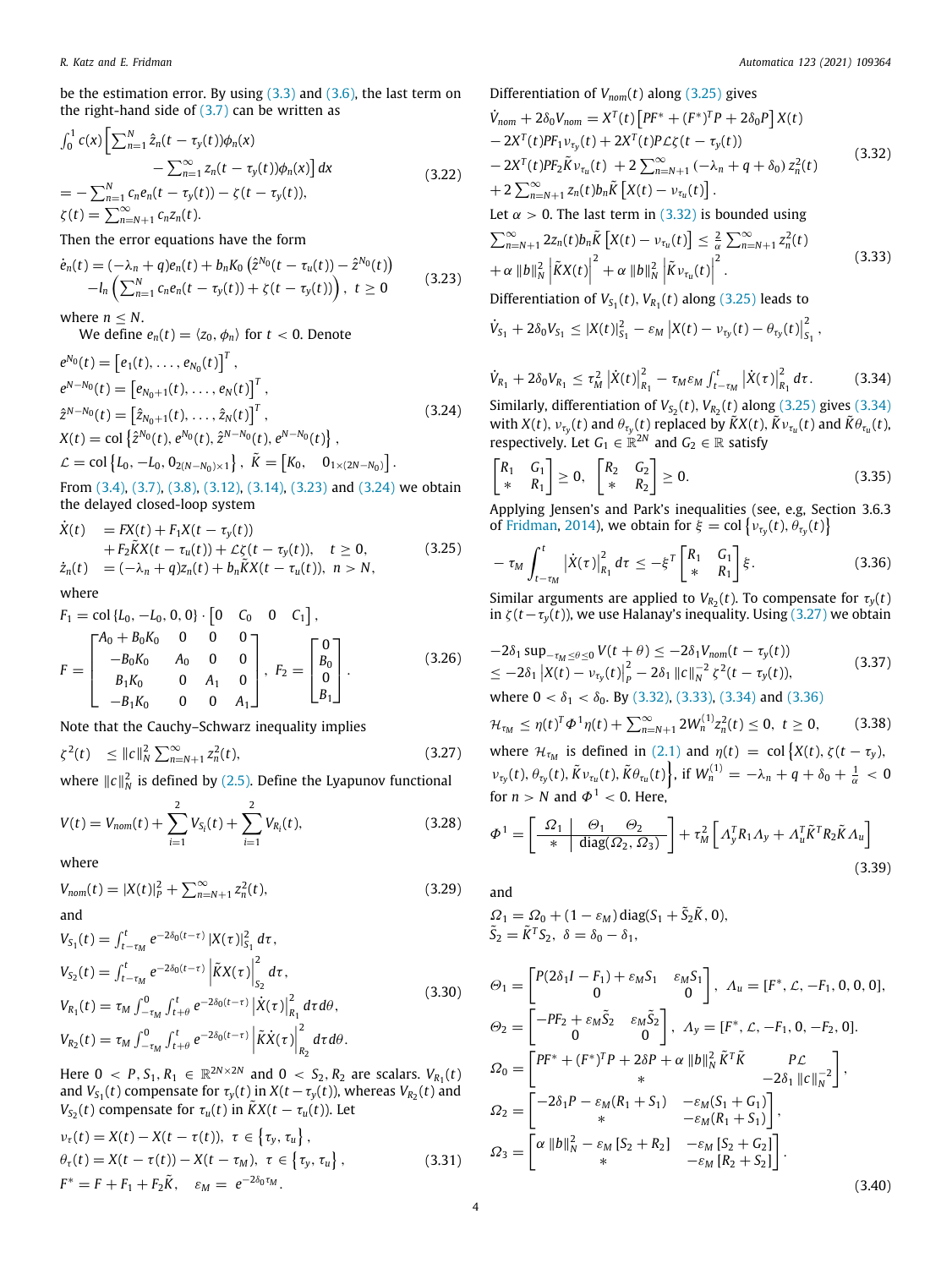be the estimation error. By using (3.3) and (3.6), the last term on the right-hand side of (3.7) can be written as

$$
\begin{aligned}
&\int_0^1 c(x)\Big[\sum_{n=1}^N \hat{z}_n(t-\tau_y(t))\phi_n(x) \\
&\qquad -\sum_{n=1}^\infty z_n(t-\tau_y(t))\phi_n(x)\Big]dx \\
&= -\sum_{n=1}^N c_n e_n(t-\tau_y(t)) - \zeta(t-\tau_y(t)), \\
&\zeta(t) = \sum_{n=N+1}^\infty c_n z_n(t).
\end{aligned}
\tag{3.22}
$$

Then the error equations have the form

$$
\begin{aligned}
\dot{e}_n(t) &= (-\lambda_n+q)e_n(t) + b_nK_0\left(\hat{z}^{N_0}(t-\tau_u(t)) - \hat{z}^{N_0}(t)\right) \\
&\quad -l_n\left(\sum_{n=1}^N c_n e_n(t-\tau_y(t)) + \zeta(t-\tau_y(t))\right),\ t\geq 0
\end{aligned}
\tag{3.23}
$$

where $n\leq N$.

We define $e_n(t) = \langle z_0, \phi_n\rangle$ for $t<0$. Denote

$$
\begin{aligned}
&e^{N_0}(t) = \left[e_1(t),\ldots,e_{N_0}(t)\right]^T, \\
&e^{N-N_0}(t) = \left[e_{N_0+1}(t),\ldots,e_N(t)\right]^T, \\
&\hat{z}^{N-N_0}(t) = \left[\hat{z}_{N_0+1}(t),\ldots,\hat{z}_N(t)\right]^T, \\
&X(t) = \mathrm{col}\left\{\hat{z}^{N_0}(t), e^{N_0}(t), \hat{z}^{N-N_0}(t), e^{N-N_0}(t)\right\}, \\
&\mathcal{L} = \mathrm{col}\left\{L_0, -L_0, 0_{2(N-N_0)\times 1}\right\},\ \tilde{K} = \left[K_0,\quad 0_{1\times(2N-N_0)}\right].
\end{aligned}
\tag{3.24}
$$

From (3.4), (3.7), (3.8), (3.12), (3.14), (3.23) and (3.24) we obtain the delayed closed-loop system

$$
\begin{aligned}
\dot{X}(t) &= FX(t) + F_1X(t-\tau_y(t)) \\
&\quad + F_2\tilde{K}X(t-\tau_u(t)) + \mathcal{L}\zeta(t-\tau_y(t)),\quad t\geq 0, \\
\dot{z}_n(t) &= (-\lambda_n+q)z_n(t) + b_n\tilde{K}X(t-\tau_u(t)),\ n>N,
\end{aligned}
\tag{3.25}
$$

where

$$
\begin{aligned}
&F_1 = \mathrm{col}\left\{L_0, -L_0, 0, 0\right\}\cdot\begin{bmatrix}0 & C_0 & 0 & C_1\end{bmatrix}, \\
&F = \begin{bmatrix} A_0+B_0K_0 & 0 & 0 & 0 \\ -B_0K_0 & A_0 & 0 & 0 \\ B_1K_0 & 0 & A_1 & 0 \\ -B_1K_0 & 0 & 0 & A_1\end{bmatrix},\ F_2 = \begin{bmatrix}0\\B_0\\0\\B_1\end{bmatrix}.
\end{aligned}
\tag{3.26}
$$

Note that the Cauchy–Schwarz inequality implies

$$
\zeta^2(t) \leq \|c\|_N^2\sum_{n=N+1}^\infty z_n^2(t),
\tag{3.27}
$$

where $\|c\|_N^2$ is defined by (2.5). Define the Lyapunov functional

$$
V(t) = V_{nom}(t) + \sum_{i=1}^2 V_{S_i}(t) + \sum_{i=1}^2 V_{R_i}(t),
\tag{3.28}
$$

where

$$
V_{nom}(t) = |X(t)|_P^2 + \sum_{n=N+1}^\infty z_n^2(t),
\tag{3.29}
$$

and

$$
\begin{aligned}
&V_{S_1}(t) = \int_{t-\tau_M}^t e^{-2\delta_0(t-\tau)}\left|X(\tau)\right|_{S_1}^2 d\tau, \\
&V_{S_2}(t) = \int_{t-\tau_M}^t e^{-2\delta_0(t-\tau)}\left|\tilde{K}X(\tau)\right|_{S_2}^2 d\tau, \\
&V_{R_1}(t) = \tau_M\int_{-\tau_M}^0\int_{t+\theta}^t e^{-2\delta_0(t-\tau)}\left|\dot{X}(\tau)\right|_{R_1}^2 d\tau d\theta, \\
&V_{R_2}(t) = \tau_M\int_{-\tau_M}^0\int_{t+\theta}^t e^{-2\delta_0(t-\tau)}\left|\tilde{K}\dot{X}(\tau)\right|_{R_2}^2 d\tau d\theta.
\end{aligned}
\tag{3.30}
$$

Here $0<P, S_1, R_1\in\mathbb{R}^{2N\times 2N}$ and $0<S_2, R_2$ are scalars. $V_{R_1}(t)$ and $V_{S_1}(t)$ compensate for $\tau_y(t)$ in $X(t-\tau_y(t))$, whereas $V_{R_2}(t)$ and $V_{S_2}(t)$ compensate for $\tau_u(t)$ in $\tilde{K}X(t-\tau_u(t))$. Let

$$
\begin{aligned}
&\nu_\tau(t) = X(t) - X(t-\tau(t)),\ \tau\in\left\{\tau_y,\tau_u\right\}, \\
&\theta_\tau(t) = X(t-\tau(t)) - X(t-\tau_M),\ \tau\in\left\{\tau_y,\tau_u\right\}, \\
&F^* = F + F_1 + F_2\tilde{K},\quad \varepsilon_M = e^{-2\delta_0\tau_M}.
\end{aligned}
\tag{3.31}
$$

Differentiation of $V_{nom}(t)$ along (3.25) gives

$$
\begin{aligned}
&\dot{V}_{nom} + 2\delta_0V_{nom} = X^T(t)\left[PF^* + (F^*)^TP + 2\delta_0P\right]X(t) \\
&- 2X^T(t)PF_1\nu_{\tau_y}(t) + 2X^T(t)P\mathcal{L}\zeta(t-\tau_y(t)) \\
&- 2X^T(t)PF_2\tilde{K}\nu_{\tau_u}(t)\ + 2\sum_{n=N+1}^\infty(-\lambda_n+q+\delta_0)z_n^2(t) \\
&+ 2\sum_{n=N+1}^\infty z_n(t)b_n\tilde{K}\left[X(t) - \nu_{\tau_u}(t)\right].
\end{aligned}
\tag{3.32}
$$

Let $\alpha>0$. The last term in (3.32) is bounded using

$$
\begin{aligned}
&\sum_{n=N+1}^\infty 2z_n(t)b_n\tilde{K}\left[X(t) - \nu_{\tau_u}(t)\right] \leq \frac{2}{\alpha}\sum_{n=N+1}^\infty z_n^2(t) \\
&+ \alpha\|b\|_N^2\left|\tilde{K}X(t)\right|^2 + \alpha\|b\|_N^2\left|\tilde{K}\nu_{\tau_u}(t)\right|^2.
\end{aligned}
\tag{3.33}
$$

Differentiation of $V_{S_1}(t), V_{R_1}(t)$ along (3.25) leads to

$$
\dot{V}_{S_1} + 2\delta_0V_{S_1} \leq |X(t)|_{S_1}^2 - \varepsilon_M\left|X(t) - \nu_{\tau_y}(t) - \theta_{\tau_y}(t)\right|_{S_1}^2,
$$

$$
\dot{V}_{R_1} + 2\delta_0V_{R_1} \leq \tau_M^2\left|\dot{X}(t)\right|_{R_1}^2 - \tau_M\varepsilon_M\int_{t-\tau_M}^t\left|\dot{X}(\tau)\right|_{R_1}^2 d\tau.
\tag{3.34}
$$

Similarly, differentiation of $V_{S_2}(t), V_{R_2}(t)$ along (3.25) gives (3.34) with $X(t)$, $\nu_{\tau_y}(t)$ and $\theta_{\tau_y}(t)$ replaced by $\tilde{K}X(t)$, $\tilde{K}\nu_{\tau_u}(t)$ and $\tilde{K}\theta_{\tau_u}(t)$, respectively. Let $G_1\in\mathbb{R}^{2N}$ and $G_2\in\mathbb{R}$ satisfy

$$
\begin{bmatrix} R_1 & G_1 \\ * & R_1\end{bmatrix}\geq 0,\quad \begin{bmatrix} R_2 & G_2 \\ * & R_2\end{bmatrix}\geq 0.
\tag{3.35}
$$

Applying Jensen's and Park's inequalities (see, e.g, Section 3.6.3 of Fridman, 2014), we obtain for $\xi = \mathrm{col}\left\{\nu_{\tau_y}(t), \theta_{\tau_y}(t)\right\}$

$$
-\tau_M\int_{t-\tau_M}^t\left|\dot{X}(\tau)\right|_{R_1}^2 d\tau \leq -\xi^T\begin{bmatrix} R_1 & G_1 \\ * & R_1\end{bmatrix}\xi.
\tag{3.36}
$$

Similar arguments are applied to $V_{R_2}(t)$. To compensate for $\tau_y(t)$ in $\zeta(t-\tau_y(t))$, we use Halanay's inequality. Using (3.27) we obtain

$$
\begin{aligned}
&-2\delta_1\sup_{-\tau_M\leq\theta\leq 0}V(t+\theta) \leq -2\delta_1V_{nom}(t-\tau_y(t)) \\
&\leq -2\delta_1\left|X(t) - \nu_{\tau_y}(t)\right|_P^2 - 2\delta_1\|c\|_N^{-2}\zeta^2(t-\tau_y(t)),
\end{aligned}
\tag{3.37}
$$

where $0<\delta_1<\delta_0$. By (3.32), (3.33), (3.34) and (3.36)

$$
\mathcal{H}_{\tau_M} \leq \eta(t)^T\Phi^1\eta(t) + \sum_{n=N+1}^\infty 2W_n^{(1)}z_n^2(t)\leq 0,\ t\geq 0,
\tag{3.38}
$$

where $\mathcal{H}_{\tau_M}$ is defined in (2.1) and $\eta(t) = \mathrm{col}\left\{X(t), \zeta(t-\tau_y),\right.$ $\left.\nu_{\tau_y}(t), \theta_{\tau_y}(t), \tilde{K}\nu_{\tau_u}(t), \tilde{K}\theta_{\tau_u}(t)\right\}$, if $W_n^{(1)} = -\lambda_n + q + \delta_0 + \frac{1}{\alpha} < 0$ for $n>N$ and $\Phi^1<0$. Here,

$$
\Phi^1 = \left[\begin{array}{c|cc}\Omega_1 & \Theta_1 & \Theta_2 \\ \hline * & \multicolumn{2}{c}{\mathrm{diag}(\Omega_2,\Omega_3)}\end{array}\right] + \tau_M^2\left[\Lambda_y^TR_1\Lambda_y + \Lambda_u^T\tilde{K}^TR_2\tilde{K}\Lambda_u\right]
\tag{3.39}
$$

and

$$
\begin{aligned}
&\Omega_1 = \Omega_0 + (1-\varepsilon_M)\,\mathrm{diag}(S_1 + \tilde{S}_2\tilde{K}, 0), \\
&\tilde{S}_2 = \tilde{K}^TS_2,\ \delta = \delta_0 - \delta_1, \\
&\Theta_1 = \begin{bmatrix} P(2\delta_1 I - F_1) + \varepsilon_MS_1 & \varepsilon_MS_1 \\ 0 & 0\end{bmatrix},\ \Lambda_u = [F^*, \mathcal{L}, -F_1, 0, 0, 0], \\
&\Theta_2 = \begin{bmatrix} -PF_2 + \varepsilon_M\tilde{S}_2 & \varepsilon_M\tilde{S}_2 \\ 0 & 0\end{bmatrix},\ \Lambda_y = [F^*, \mathcal{L}, -F_1, 0, -F_2, 0], \\
&\Omega_0 = \begin{bmatrix} PF^* + (F^*)^TP + 2\delta P + \alpha\|b\|_N^2\tilde{K}^T\tilde{K} & P\mathcal{L} \\ * & -2\delta_1\|c\|_N^{-2}\end{bmatrix}, \\
&\Omega_2 = \begin{bmatrix} -2\delta_1P - \varepsilon_M(R_1+S_1) & -\varepsilon_M(S_1+G_1) \\ * & -\varepsilon_M(R_1+S_1)\end{bmatrix}, \\
&\Omega_3 = \begin{bmatrix} \alpha\|b\|_N^2 - \varepsilon_M\left[S_2+R_2\right] & -\varepsilon_M\left[S_2+G_2\right] \\ * & -\varepsilon_M\left[R_2+S_2\right]\end{bmatrix}.
\end{aligned}
\tag{3.40}
$$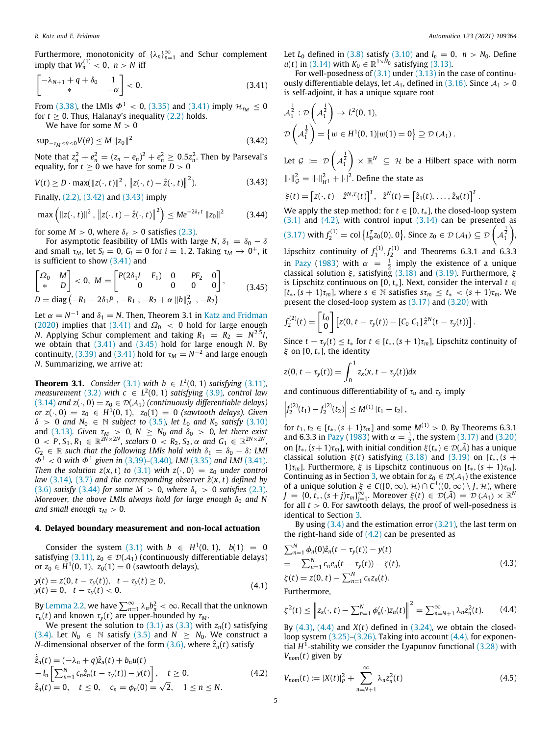Furthermore, monotonicity of $\{\lambda_n\}_{n=1}^{\infty}$ and Schur complement imply that $W_n^{(1)} < 0, \ n > N$ iff

$$\begin{bmatrix} -\lambda_{N+1} + q + \delta_0 & 1 \\ * & -\alpha \end{bmatrix} < 0. \tag{3.41}$$

From (3.38), the LMIs $\Phi^1 < 0$, (3.35) and (3.41) imply $\mathcal{H}_{\tau_M} \leq 0$ for $t \geq 0$. Thus, Halanay's inequality (2.2) holds.

We have for some $M > 0$

$$\sup_{-\tau_M \leq \theta \leq 0} V(\theta) \leq M \|z_0\|^2 \tag{3.42}$$

Note that $z_n^2 + e_n^2 = (z_n - e_n)^2 + e_n^2 \geq 0.5 z_n^2$. Then by Parseval's equality, for $t \geq 0$ we have for some $D > 0$

$$V(t) \geq D \cdot \max(\|z(\cdot,t)\|^2, \|z(\cdot,t) - \hat{z}(\cdot,t)\|^2). \tag{3.43}$$

Finally, (2.2), (3.42) and (3.43) imply

$$\max\left(\|z(\cdot,t)\|^2, \|z(\cdot,t) - \hat{z}(\cdot,t)\|^2\right) \leq M e^{-2\delta_\tau t} \|z_0\|^2 \tag{3.44}$$

for some $M > 0$, where $\delta_\tau > 0$ satisfies (2.3).

For asymptotic feasibility of LMIs with large $N$, $\delta_1 = \delta_0 - \delta$ and small $\tau_M$, let $S_i = 0$, $G_i = 0$ for $i = 1, 2$. Taking $\tau_M \to 0^+$, it is sufficient to show (3.41) and

$$\begin{bmatrix} \Omega_0 & M \\ * & D \end{bmatrix} < 0, \ M = \begin{bmatrix} P(2\delta_1 I - F_1) & 0 & -PF_2 & 0 \\ 0 & 0 & 0 & 0 \end{bmatrix},$$
$$D = \mathrm{diag}\left(-R_1 - 2\delta_1 P, -R_1, -R_2 + \alpha \|b\|_N^2, -R_2\right) \tag{3.45}$$

Let $\alpha = N^{-1}$ and $\delta_1 = N$. Then, Theorem 3.1 in Katz and Fridman (2020) implies that (3.41) and $\Omega_0 < 0$ hold for large enough $N$. Applying Schur complement and taking $R_1 = R_2 = N^{2.5} I$, we obtain that (3.41) and (3.45) hold for large enough $N$. By continuity, (3.39) and (3.41) hold for $\tau_M = N^{-2}$ and large enough $N$. Summarizing, we arrive at:

**Theorem 3.1.** *Consider (3.1) with $b \in L^2(0,1)$ satisfying (3.11), measurement (3.2) with $c \in L^2(0,1)$ satisfying (3.9), control law (3.14) and $z(\cdot,0) = z_0 \in \mathcal{D}(\mathcal{A}_1)$ (continuously differentiable delays) or $z(\cdot,0) = z_0 \in H^1(0,1)$, $z_0(1) = 0$ (sawtooth delays). Given $\delta > 0$ and $N_0 \in \mathbb{N}$ subject to (3.5), let $L_0$ and $K_0$ satisfy (3.10) and (3.13). Given $\tau_M > 0$, $N \geq N_0$ and $\delta_0 > 0$, let there exist $0 < P, S_1, R_1 \in \mathbb{R}^{2N \times 2N}$, scalars $0 < R_2, S_2, \alpha$ and $G_1 \in \mathbb{R}^{2N \times 2N}$, $G_2 \in \mathbb{R}$ such that the following LMIs hold with $\delta_1 = \delta_0 - \delta$: LMI $\Phi^1 < 0$ with $\Phi^1$ given in (3.39)–(3.40), LMI (3.35) and LMI (3.41). Then the solution $z(x,t)$ to (3.1) with $z(\cdot,0) = z_0$ under control law (3.14), (3.7) and the corresponding observer $\hat{z}(x,t)$ defined by (3.6) satisfy (3.44) for some $M > 0$, where $\delta_\tau > 0$ satisfies (2.3). Moreover, the above LMIs always hold for large enough $\delta_0$ and $N$ and small enough $\tau_M > 0$.*

## 4. Delayed boundary measurement and non-local actuation

Consider the system (3.1) with $b \in H^1(0,1)$, $b(1) = 0$ satisfying (3.11), $z_0 \in \mathcal{D}(\mathcal{A}_1)$ (continuously differentiable delays) or $z_0 \in H^1(0,1)$, $z_0(1) = 0$ (sawtooth delays),

$$\begin{aligned} &y(t) = z(0, t - \tau_y(t)), \quad t - \tau_y(t) \geq 0, \\ &y(t) = 0, \quad t - \tau_y(t) < 0. \end{aligned} \tag{4.1}$$

By Lemma 2.2, we have $\sum_{n=1}^{\infty} \lambda_n b_n^2 < \infty$. Recall that the unknown $\tau_u(t)$ and known $\tau_y(t)$ are upper-bounded by $\tau_M$.

We present the solution to (3.1) as (3.3) with $z_n(t)$ satisfying (3.4). Let $N_0 \in \mathbb{N}$ satisfy (3.5) and $N \geq N_0$. We construct a $N$-dimensional observer of the form (3.6), where $\hat{z}_n(t)$ satisfy

$$\begin{aligned} &\dot{\hat{z}}_n(t) = (-\lambda_n + q)\hat{z}_n(t) + b_n u(t) \\ &- l_n \left[\sum_{n=1}^{N} c_n \hat{z}_n(t - \tau_y(t)) - y(t)\right], \quad t \geq 0, \\ &\hat{z}_n(t) = 0, \quad t \leq 0, \quad c_n = \phi_n(0) = \sqrt{2}, \quad 1 \leq n \leq N. \end{aligned} \tag{4.2}$$

Let $L_0$ defined in (3.8) satisfy (3.10) and $l_n = 0$, $n > N_0$. Define $u(t)$ in (3.14) with $K_0 \in \mathbb{R}^{1 \times N_0}$ satisfying (3.13).

For well-posedness of (3.1) under (3.13) in the case of continuously differentiable delays, let $\mathcal{A}_1$, defined in (3.16). Since $\mathcal{A}_1 > 0$ is self-adjoint, it has a unique square root

$$\mathcal{A}_1^{\frac{1}{2}} : \mathcal{D}\left(\mathcal{A}_1^{\frac{1}{2}}\right) \to L^2(0,1),$$
$$\mathcal{D}\left(\mathcal{A}_1^{\frac{1}{2}}\right) = \left\{w \in H^1(0,1) | w(1) = 0\right\} \supseteq \mathcal{D}(\mathcal{A}_1).$$

Let $\mathcal{G} := \mathcal{D}\left(\mathcal{A}_1^{\frac{1}{2}}\right) \times \mathbb{R}^N \subseteq \mathcal{H}$ be a Hilbert space with norm $\|\cdot\|_{\mathcal{G}}^2 = \|\cdot\|_{H^1}^2 + |\cdot|^2$. Define the state as

$$\xi(t) = \begin{bmatrix} z(\cdot,t) & \hat{z}^{N,T}(t) \end{bmatrix}^T, \quad \hat{z}^N(t) = \begin{bmatrix} \hat{z}_1(t), \dots, \hat{z}_N(t) \end{bmatrix}^T.$$

We apply the step method: for $t \in [0, t_*]$, the closed-loop system (3.1) and (4.2), with control input (3.14) can be presented as (3.17) with $f_2^{(1)} = \mathrm{col}\left\{L_0^T z_0(0), 0\right\}$. Since $z_0 \in \mathcal{D}(\mathcal{A}_1) \subseteq \mathcal{D}\left(\mathcal{A}_1^{\frac{1}{2}}\right)$, Lipschitz continuity of $f_1^{(1)}, f_2^{(1)}$ and Theorems 6.3.1 and 6.3.3 in Pazy (1983) with $\alpha = \frac{1}{2}$ imply the existence of a unique classical solution $\xi$, satisfying (3.18) and (3.19). Furthermore, $\xi$ is Lipschitz continuous on $[0, t_*]$. Next, consider the interval $t \in [t_*, (s+1)\tau_m]$, where $s \in \mathbb{N}$ satisfies $s\tau_m \leq t_* < (s+1)\tau_m$. We present the closed-loop system as (3.17) and (3.20) with

$$f_2^{(2)}(t) = \begin{bmatrix} L_0 \\ 0 \end{bmatrix} \left[z(0, t - \tau_y(t)) - [C_0 \ C_1]\hat{z}^N(t - \tau_y(t))\right].$$

Since $t - \tau_y(t) \leq t_*$ for $t \in [t_*, (s+1)\tau_m]$, Lipschitz continuity of $\xi$ on $[0, t_*]$, the identity

$$z(0, t - \tau_y(t)) = \int_0^1 z_x(x, t - \tau_y(t)) dx$$

and continuous differentiability of $\tau_u$ and $\tau_y$ imply

$$\left|f_2^{(2)}(t_1) - f_2^{(2)}(t_2)\right| \leq M^{(1)} |t_1 - t_2|,$$

for $t_1, t_2 \in [t_*, (s+1)\tau_m]$ and some $M^{(1)} > 0$. By Theorems 6.3.1 and 6.3.3 in Pazy (1983) with $\alpha = \frac{1}{2}$, the system (3.17) and (3.20) on $[t_*, (s+1)\tau_m]$, with initial condition $\xi(t_*) \in \mathcal{D}(\tilde{\mathcal{A}})$ has a unique classical solution $\xi(t)$ satisfying (3.18) and (3.19) on $[t_*, (s+1)\tau_m]$. Furthermore, $\xi$ is Lipschitz continuous on $[t_*, (s+1)\tau_m]$. Continuing as in Section 3, we obtain for $z_0 \in \mathcal{D}(\mathcal{A}_1)$ the existence of a unique solution $\xi \in C([0,\infty), \mathcal{H}) \cap C^1((0,\infty) \setminus J, \mathcal{H})$, where $J = \{0, t_*, (s+j)\tau_m\}_{j=1}^{\infty}$. Moreover $\xi(t) \in \mathcal{D}(\tilde{\mathcal{A}}) = \mathcal{D}(\mathcal{A}_1) \times \mathbb{R}^N$ for all $t > 0$. For sawtooth delays, the proof of well-posedness is identical to Section 3.

By using (3.4) and the estimation error (3.21), the last term on the right-hand side of (4.2) can be presented as

$$\begin{aligned} &\textstyle\sum_{n=1}^{N} \phi_n(0)\hat{z}_n(t - \tau_y(t)) - y(t) \\ &= -\textstyle\sum_{n=1}^{N} c_n e_n(t - \tau_y(t)) - \zeta(t), \\ &\zeta(t) = z(0,t) - \textstyle\sum_{n=1}^{N} c_n z_n(t). \end{aligned} \tag{4.3}$$

Furthermore,

$$\zeta^2(t) \leq \left\|z_x(\cdot,t) - \sum_{n=1}^{N} \phi_n'(\cdot) z_n(t)\right\|^2 = \sum_{n=N+1}^{\infty} \lambda_n z_n^2(t). \tag{4.4}$$

By (4.3), (4.4) and $X(t)$ defined in (3.24), we obtain the closed-loop system (3.25)–(3.26). Taking into account (4.4), for exponential $H^1$-stability we consider the Lyapunov functional (3.28) with $V_{nom}(t)$ given by

$$V_{nom}(t) := |X(t)|_P^2 + \sum_{n=N+1}^{\infty} \lambda_n z_n^2(t) \tag{4.5}$$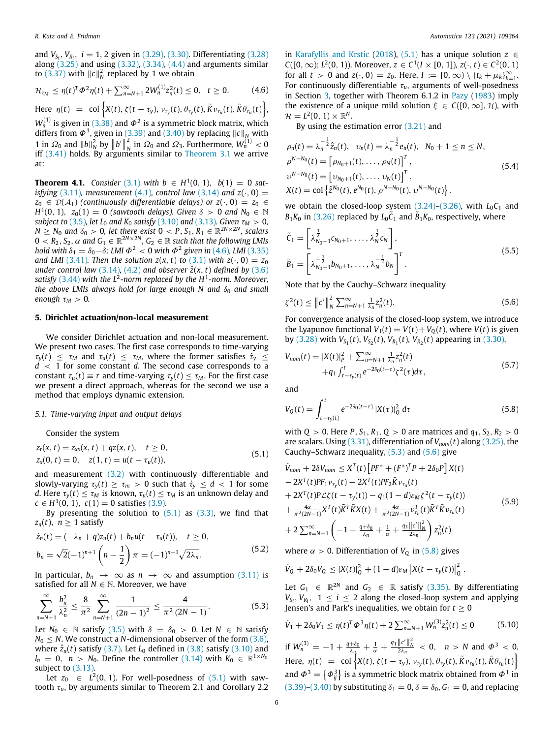and $V_{S_i}, V_{R_i}$, $i = 1, 2$ given in (3.29), (3.30). Differentiating (3.28) along (3.25) and using (3.32), (3.34), (4.4) and arguments similar to (3.37) with $\|c\|_N^2$ replaced by 1 we obtain

$$\mathcal{H}_{\tau_M} \leq \eta(t)^T \Phi^2 \eta(t) + \sum_{n=N+1}^{\infty} 2W_n^{(1)} z_n^2(t) \leq 0, \quad t \geq 0. \tag{4.6}$$

Here $\eta(t) = \text{col}\left\{X(t), \zeta(t-\tau_y), \upsilon_{\tau_y}(t), \theta_{\tau_y}(t), \tilde{K}\nu_{\tau_u}(t), \tilde{K}\theta_{\tau_u}(t)\right\}$, $W_n^{(1)}$ is given in (3.38) and $\Phi^2$ is a symmetric block matrix, which differs from $\Phi^1$, given in (3.39) and (3.40) by replacing $\|c\|_N$ with 1 in $\Omega_0$ and $\|b\|_N^2$ by $\left\|b'\right\|_N^2$ in $\Omega_0$ and $\Omega_3$. Furthermore, $W_n^{(1)} < 0$ iff (3.41) holds. By arguments similar to Theorem 3.1 we arrive at:

**Theorem 4.1.** *Consider (3.1) with $b \in H^1(0,1)$, $b(1) = 0$ satisfying (3.11), measurement (4.1), control law (3.14) and $z(\cdot, 0) = z_0 \in \mathcal{D}(\mathcal{A}_1)$ (continuously differentiable delays) or $z(\cdot, 0) = z_0 \in H^1(0,1)$, $z_0(1) = 0$ (sawtooth delays). Given $\delta > 0$ and $N_0 \in \mathbb{N}$ subject to (3.5), let $L_0$ and $K_0$ satisfy (3.10) and (3.13). Given $\tau_M > 0$, $N \geq N_0$ and $\delta_0 > 0$, let there exist $0 < P, S_1, R_1 \in \mathbb{R}^{2N\times 2N}$, scalars $0 < R_2, S_2, \alpha$ and $G_1 \in \mathbb{R}^{2N\times 2N}$, $G_2 \in \mathbb{R}$ such that the following LMIs hold with $\delta_1 = \delta_0 - \delta$: LMI $\Phi^2 < 0$ with $\Phi^2$ given in (4.6), LMI (3.35) and LMI (3.41). Then the solution $z(x,t)$ to (3.1) with $z(\cdot, 0) = z_0$ under control law (3.14), (4.2) and observer $\hat{z}(x,t)$ defined by (3.6) satisfy (3.44) with the $L^2$-norm replaced by the $H^1$-norm. Moreover, the above LMIs always hold for large enough $N$ and $\delta_0$ and small enough $\tau_M > 0$.*

## 5. Dirichlet actuation/non-local measurement

We consider Dirichlet actuation and non-local measurement. We present two cases. The first case corresponds to time-varying $\tau_y(t) \leq \tau_M$ and $\tau_u(t) \leq \tau_M$, where the former satisfies $\dot{\tau}_y \leq d < 1$ for some constant $d$. The second case corresponds to a constant $\tau_u(t) \equiv r$ and time-varying $\tau_y(t) \leq \tau_M$. For the first case we present a direct approach, whereas for the second we use a method that employs dynamic extension.

### 5.1. Time-varying input and output delays

Consider the system

$$\begin{aligned} &z_t(x,t) = z_{xx}(x,t) + qz(x,t), \quad t \geq 0, \\ &z_x(0,t) = 0, \quad z(1,t) = u(t - \tau_u(t)), \end{aligned} \tag{5.1}$$

and measurement (3.2) with continuously differentiable and slowly-varying $\tau_y(t) \geq \tau_m > 0$ such that $\dot{\tau}_y \leq d < 1$ for some $d$. Here $\tau_y(t) \leq \tau_M$ is known, $\tau_u(t) \leq \tau_M$ is an unknown delay and $c \in H^1(0,1)$, $c(1) = 0$ satisfies (3.9).

By presenting the solution to (5.1) as (3.3), we find that $z_n(t)$, $n \geq 1$ satisfy

$$\begin{aligned} &\dot{z}_n(t) = (-\lambda_n + q)z_n(t) + b_n u(t - \tau_u(t)), \quad t \geq 0, \\ &b_n = \sqrt{2}(-1)^{n+1}\left(n - \frac{1}{2}\right)\pi = (-1)^{n+1}\sqrt{2\lambda_n}. \end{aligned} \tag{5.2}$$

In particular, $b_n \to \infty$ as $n \to \infty$ and assumption (3.11) is satisfied for all $N \in \mathbb{N}$. Moreover, we have

$$\sum_{n=N+1}^{\infty} \frac{b_n^2}{\lambda_n^2} \leq \frac{8}{\pi^2} \sum_{n=N+1}^{\infty} \frac{1}{(2n-1)^2} \leq \frac{4}{\pi^2(2N-1)}. \tag{5.3}$$

Let $N_0 \in \mathbb{N}$ satisfy (3.5) with $\delta = \delta_0 > 0$. Let $N \in \mathbb{N}$ satisfy $N_0 \leq N$. We construct a $N$-dimensional observer of the form (3.6), where $\hat{z}_n(t)$ satisfy (3.7). Let $L_0$ defined in (3.8) satisfy (3.10) and $l_n = 0$, $n > N_0$. Define the controller (3.14) with $K_0 \in \mathbb{R}^{1\times N_0}$ subject to (3.13).

Let $z_0 \in L^2(0,1)$. For well-posedness of (5.1) with sawtooth $\tau_u$, by arguments similar to Theorem 2.1 and Corollary 2.2 in Karafyllis and Krstic (2018), (5.1) has a unique solution $z \in C([0,\infty); L^2(0,1))$. Moreover, $z \in C^1(I \times [0,1])$, $z(\cdot, t) \in C^2(0,1)$ for all $t > 0$ and $z(\cdot, 0) = z_0$. Here, $I := [0,\infty) \setminus \{t_k + \mu_k\}_{k=1}^{\infty}$. For continuously differentiable $\tau_u$, arguments of well-posedness in Section 3, together with Theorem 6.1.2 in Pazy (1983) imply the existence of a unique mild solution $\xi \in C([0,\infty], \mathcal{H})$, with $\mathcal{H} = L^2(0,1) \times \mathbb{R}^N$.

By using the estimation error (3.21) and

$$\begin{aligned} &\rho_n(t) = \lambda_n^{-\frac{1}{2}}\hat{z}_n(t), \quad \upsilon_n(t) = \lambda_n^{-\frac{1}{2}}e_n(t), \quad N_0 + 1 \leq n \leq N, \\ &\rho^{N-N_0}(t) = \left[\rho_{N_0+1}(t), \ldots, \rho_N(t)\right]^T, \\ &\upsilon^{N-N_0}(t) = \left[\upsilon_{N_0+1}(t), \ldots, \upsilon_N(t)\right]^T, \\ &X(t) = \text{col}\left\{\hat{z}^{N_0}(t), e^{N_0}(t), \rho^{N-N_0}(t), \upsilon^{N-N_0}(t)\right\}. \end{aligned} \tag{5.4}$$

we obtain the closed-loop system (3.24)–(3.26), with $L_0C_1$ and $B_1K_0$ in (3.26) replaced by $L_0\tilde{C}_1$ and $\tilde{B}_1K_0$, respectively, where

$$\begin{aligned} &\tilde{C}_1 = \left[\lambda_{N_0+1}^{\frac{1}{2}}c_{N_0+1}, \ldots, \lambda_N^{\frac{1}{2}}c_N\right], \\ &\tilde{B}_1 = \left[\lambda_{N_0+1}^{-\frac{1}{2}}b_{N_0+1}, \ldots, \lambda_N^{-\frac{1}{2}}b_N\right]^T. \end{aligned} \tag{5.5}$$

Note that by the Cauchy–Schwarz inequality

$$\zeta^2(t) \leq \left\|c'\right\|_N^2 \sum_{n=N+1}^{\infty} \frac{1}{\lambda_n} z_n^2(t). \tag{5.6}$$

For convergence analysis of the closed-loop system, we introduce the Lyapunov functional $V_1(t) = V(t) + V_Q(t)$, where $V(t)$ is given by (3.28) with $V_{S_1}(t), V_{S_2}(t), V_{R_1}(t), V_{R_2}(t)$ appearing in (3.30),

$$\begin{aligned} V_{nom}(t) = &|X(t)|_P^2 + \sum_{n=N+1}^{\infty} \frac{1}{\lambda_n} z_n^2(t) \\ &+ q_1 \int_{t-\tau_y(t)}^{t} e^{-2\delta_0(t-\tau)}\zeta^2(\tau)d\tau, \end{aligned} \tag{5.7}$$

and

$$V_Q(t) = \int_{t-\tau_y(t)}^{t} e^{-2\delta_0(t-\tau)} |X(\tau)|_Q^2 \, d\tau \tag{5.8}$$

with $Q > 0$. Here $P, S_1, R_1, Q > 0$ are matrices and $q_1, S_2, R_2 > 0$ are scalars. Using (3.31), differentiation of $V_{nom}(t)$ along (3.25), the Cauchy–Schwarz inequality, (5.3) and (5.6) give

$$\begin{aligned} &\dot{V}_{nom} + 2\delta V_{nom} \leq X^T(t)\left[PF^* + (F^*)^T P + 2\delta_0 P\right]X(t) \\ &- 2X^T(t)PF_1\upsilon_{\tau_y}(t) - 2X^T(t)PF_2\tilde{K}\nu_{\tau_u}(t) \\ &+ 2X^T(t)P\mathcal{L}\zeta(t-\tau_y(t)) - q_1(1-d)\varepsilon_M\zeta^2(t-\tau_y(t)) \\ &+ \tfrac{4\alpha}{\pi^2(2N-1)}X^T(t)\tilde{K}^T\tilde{K}X(t) + \tfrac{4\alpha}{\pi^2(2N-1)}\nu_{\tau_u}^T(t)\tilde{K}^T\tilde{K}\nu_{\tau_u}(t) \\ &+ 2\sum_{n=N+1}^{\infty}\left(-1 + \tfrac{q+\delta_0}{\lambda_n} + \tfrac{1}{\alpha} + \tfrac{q_1\left\|c'\right\|_N^2}{2\lambda_n}\right)z_n^2(t) \end{aligned} \tag{5.9}$$

where $\alpha > 0$. Differentiation of $V_Q$ in (5.8) gives

$$\dot{V}_Q + 2\delta_0 V_Q \leq |X(t)|_Q^2 + (1-d)\varepsilon_M \left|X(t-\tau_y(t))\right|_Q^2.$$

Let $G_1 \in \mathbb{R}^{2N}$ and $G_2 \in \mathbb{R}$ satisfy (3.35). By differentiating $V_{S_i}, V_{R_i}$, $1 \leq i \leq 2$ along the closed-loop system and applying Jensen's and Park's inequalities, we obtain for $t \geq 0$

$$\dot{V}_1 + 2\delta_0 V_1 \leq \eta(t)^T \Phi^3 \eta(t) + 2\sum_{n=N+1}^{\infty} W_n^{(3)} z_n^2(t) \leq 0 \tag{5.10}$$

if $W_n^{(3)} = -1 + \frac{q+\delta_0}{\lambda_n} + \frac{1}{\alpha} + \frac{q_1\left\|c'\right\|_N^2}{2\lambda_n} < 0$, $n > N$ and $\Phi^3 < 0$. Here, $\eta(t) = \text{col}\left\{X(t), \zeta(t-\tau_y), \upsilon_{\tau_y}(t), \theta_{\tau_y}(t), \tilde{K}\nu_{\tau_u}(t), \tilde{K}\theta_{\tau_u}(t)\right\}$ and $\Phi^3 = \left\{\Phi_{ij}^3\right\}$ is a symmetric block matrix obtained from $\Phi^1$ in (3.39)–(3.40) by substituting $\delta_1 = 0, \delta = \delta_0, G_1 = 0$, and replacing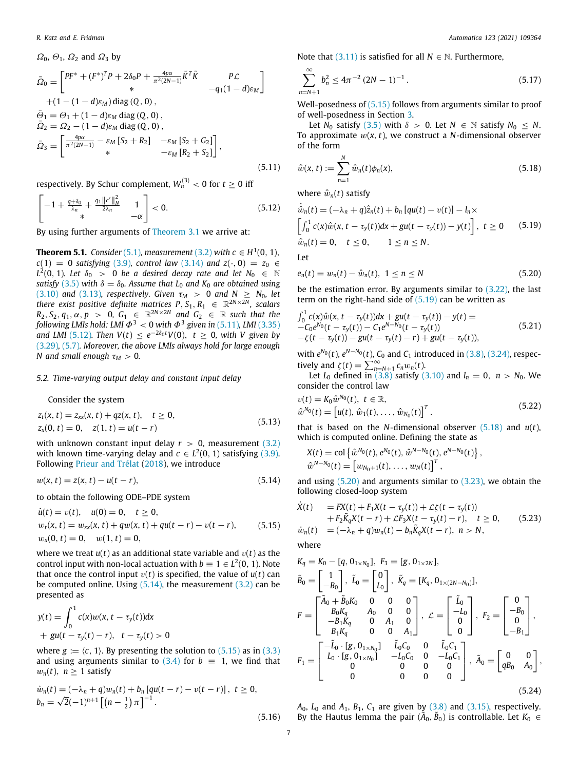$\Omega_0$, $\Theta_1$, $\Omega_2$ and $\Omega_3$ by

$$
\begin{aligned}
\bar{\Omega}_0 &= \begin{bmatrix} PF^* + (F^*)^T P + 2\delta_0 P + \frac{4p\alpha}{\pi^2(2N-1)}\tilde{K}^T\tilde{K} & P\mathcal{L} \\ * & -q_1(1-d)\varepsilon_M \end{bmatrix} \\
&\quad + (1-(1-d)\varepsilon_M)\,\mathrm{diag}\,(Q, 0)\,, \\
\bar{\Theta}_1 &= \Theta_1 + (1-d)\varepsilon_M\,\mathrm{diag}\,(Q,0)\,, \\
\bar{\Omega}_2 &= \Omega_2 - (1-d)\varepsilon_M\,\mathrm{diag}\,(Q,0)\,, \\
\bar{\Omega}_3 &= \begin{bmatrix} \frac{4p\alpha}{\pi^2(2N-1)} - \varepsilon_M\left[S_2+R_2\right] & -\varepsilon_M\left[S_2+G_2\right] \\ * & -\varepsilon_M\left[R_2+S_2\right] \end{bmatrix},
\end{aligned}
\tag{5.11}
$$

respectively. By Schur complement, $W_n^{(3)} < 0$ for $t \geq 0$ iff

$$
\begin{bmatrix} -1 + \frac{q+\delta_0}{\lambda_n} + \frac{q_1\|c'\|_N^2}{2\lambda_n} & 1 \\ * & -\alpha \end{bmatrix} < 0. \tag{5.12}
$$

By using further arguments of Theorem 3.1 we arrive at:

**Theorem 5.1.** *Consider (5.1), measurement (3.2) with $c \in H^1(0,1)$, $c(1) = 0$ satisfying (3.9), control law (3.14) and $z(\cdot, 0) = z_0 \in L^2(0,1)$. Let $\delta_0 > 0$ be a desired decay rate and let $N_0 \in \mathbb{N}$ satisfy (3.5) with $\delta = \delta_0$. Assume that $L_0$ and $K_0$ are obtained using (3.10) and (3.13), respectively. Given $\tau_M > 0$ and $N \geq N_0$, let there exist positive definite matrices $P, S_1, R_1 \in \mathbb{R}^{2N\times 2N}$, scalars $R_2, S_2, q_1, \alpha, p > 0$, $G_1 \in \mathbb{R}^{2N\times 2N}$ and $G_2 \in \mathbb{R}$ such that the following LMIs hold: LMI $\Phi^3 < 0$ with $\Phi^3$ given in (5.11), LMI (3.35) and LMI (5.12). Then $V(t) \leq e^{-2\delta_0 t}V(0)$, $t \geq 0$, with $V$ given by (3.29), (5.7). Moreover, the above LMIs always hold for large enough $N$ and small enough $\tau_M > 0$.*

### 5.2. Time-varying output delay and constant input delay

Consider the system

$$
\begin{aligned}
&z_t(x,t) = z_{xx}(x,t) + qz(x,t), \quad t \geq 0, \\
&z_x(0,t) = 0, \quad z(1,t) = u(t-r)
\end{aligned}
\tag{5.13}
$$

with unknown constant input delay $r > 0$, measurement (3.2) with known time-varying delay and $c \in L^2(0,1)$ satisfying (3.9). Following Prieur and Trélat (2018), we introduce

$$
w(x,t) = z(x,t) - u(t-r), \tag{5.14}
$$

to obtain the following ODE–PDE system

$$
\begin{aligned}
&\dot{u}(t) = v(t), \quad u(0) = 0, \quad t \geq 0, \\
&w_t(x,t) = w_{xx}(x,t) + qw(x,t) + qu(t-r) - v(t-r), \\
&w_x(0,t) = 0, \quad w(1,t) = 0,
\end{aligned}
\tag{5.15}
$$

where we treat $u(t)$ as an additional state variable and $v(t)$ as the control input with non-local actuation with $b \equiv 1 \in L^2(0,1)$. Note that once the control input $v(t)$ is specified, the value of $u(t)$ can be computed online. Using (5.14), the measurement (3.2) can be presented as

$$
\begin{aligned}
y(t) &= \int_0^1 c(x)w(x, t-\tau_y(t))dx \\
&\quad + gu(t-\tau_y(t)-r), \quad t-\tau_y(t) > 0
\end{aligned}
$$

where $g := \langle c, 1\rangle$. By presenting the solution to (5.15) as in (3.3) and using arguments similar to (3.4) for $b \equiv 1$, we find that $w_n(t)$, $n \geq 1$ satisfy

$$
\begin{aligned}
&\dot{w}_n(t) = (-\lambda_n + q)w_n(t) + b_n\left[qu(t-r) - v(t-r)\right], \ t \geq 0, \\
&b_n = \sqrt{2}(-1)^{n+1}\left[\left(n-\tfrac{1}{2}\right)\pi\right]^{-1}.
\end{aligned}
\tag{5.16}
$$

Note that (3.11) is satisfied for all $N \in \mathbb{N}$. Furthermore,

$$
\sum_{n=N+1}^{\infty} b_n^2 \leq 4\pi^{-2}(2N-1)^{-1}. \tag{5.17}
$$

Well-posedness of (5.15) follows from arguments similar to proof of well-posedness in Section 3.

Let $N_0$ satisfy (3.5) with $\delta > 0$. Let $N \in \mathbb{N}$ satisfy $N_0 \leq N$. To approximate $w(x,t)$, we construct a $N$-dimensional observer of the form

$$
\hat{w}(x,t) := \sum_{n=1}^{N} \hat{w}_n(t)\phi_n(x), \tag{5.18}
$$

where $\hat{w}_n(t)$ satisfy

$$
\begin{aligned}
&\dot{\hat{w}}_n(t) = (-\lambda_n + q)\hat{z}_n(t) + b_n\left[qu(t) - v(t)\right] - l_n \times \\
&\left[\int_0^1 c(x)\hat{w}(x, t-\tau_y(t))dx + gu(t-\tau_y(t)) - y(t)\right], \ t \geq 0 \\
&\hat{w}_n(t) = 0, \quad t \leq 0, \qquad 1 \leq n \leq N.
\end{aligned}
\tag{5.19}
$$

Let

$$
e_n(t) = w_n(t) - \hat{w}_n(t), \ 1 \leq n \leq N \tag{5.20}
$$

be the estimation error. By arguments similar to (3.22), the last term on the right-hand side of (5.19) can be written as

$$
\begin{aligned}
&\textstyle\int_0^1 c(x)\hat{w}(x, t-\tau_y(t))dx + gu(t-\tau_y(t)) - y(t) = \\
&-C_0 e^{N_0}(t-\tau_y(t)) - C_1 e^{N-N_0}(t-\tau_y(t)) \\
&-\zeta(t-\tau_y(t)) - gu(t-\tau_y(t)-r) + gu(t-\tau_y(t)),
\end{aligned}
\tag{5.21}
$$

with $e^{N_0}(t)$, $e^{N-N_0}(t)$, $C_0$ and $C_1$ introduced in (3.8), (3.24), respectively and $\zeta(t) = \sum_{n=N+1}^{\infty} c_n w_n(t)$.

Let $L_0$ defined in (3.8) satisfy (3.10) and $l_n = 0$, $n > N_0$. We consider the control law

$$
\begin{aligned}
&v(t) = K_0\hat{w}^{N_0}(t), \ t \in \mathbb{R}, \\
&\hat{w}^{N_0}(t) = \left[u(t), \hat{w}_1(t), \ldots, \hat{w}_{N_0}(t)\right]^T.
\end{aligned}
\tag{5.22}
$$

that is based on the $N$-dimensional observer (5.18) and $u(t)$, which is computed online. Defining the state as

$$
\begin{aligned}
&X(t) = \mathrm{col}\left\{\hat{w}^{N_0}(t), e^{N_0}(t), \hat{w}^{N-N_0}(t), e^{N-N_0}(t)\right\}, \\
&\hat{w}^{N-N_0}(t) = \left[w_{N_0+1}(t), \ldots, w_N(t)\right]^T,
\end{aligned}
$$

and using (5.20) and arguments similar to (3.23), we obtain the following closed-loop system

$$
\begin{aligned}
\dot{X}(t) &= FX(t) + F_1X(t-\tau_y(t)) + \mathcal{L}\zeta(t-\tau_y(t)) \\
&\quad + F_2\tilde{K}_qX(t-r) + \mathcal{L}F_3X(t-\tau_y(t)-r), \quad t \geq 0, \\
\dot{w}_n(t) &= (-\lambda_n+q)w_n(t) - b_n\tilde{K}_qX(t-r), \ n > N,
\end{aligned}
\tag{5.23}
$$

where

$$
\begin{aligned}
&K_q = K_0 - [q, 0_{1\times N_0}], \ F_3 = [g, 0_{1\times 2N}], \\
&\tilde{B}_0 = \begin{bmatrix} 1 \\ -B_0 \end{bmatrix}, \ \tilde{L}_0 = \begin{bmatrix} 0 \\ L_0 \end{bmatrix}, \ \tilde{K}_q = [K_q, 0_{1\times(2N-N_0)}], \\
&F = \begin{bmatrix} \tilde{A}_0 + \tilde{B}_0K_0 & 0 & 0 & 0 \\ B_0K_q & A_0 & 0 & 0 \\ -B_1K_q & 0 & A_1 & 0 \\ B_1K_q & 0 & 0 & A_1 \end{bmatrix}, \ \mathcal{L} = \begin{bmatrix} \tilde{L}_0 \\ -L_0 \\ 0 \\ 0 \end{bmatrix}, \ F_2 = \begin{bmatrix} 0 \\ -B_0 \\ 0 \\ -B_1 \end{bmatrix}, \\
&F_1 = \begin{bmatrix} -\tilde{L}_0\cdot[g, 0_{1\times N_0}] & \tilde{L}_0C_0 & 0 & \tilde{L}_0C_1 \\ L_0\cdot[g, 0_{1\times N_0}] & -L_0C_0 & 0 & -L_0C_1 \\ 0 & 0 & 0 & 0 \\ 0 & 0 & 0 & 0 \end{bmatrix}, \ \tilde{A}_0 = \begin{bmatrix} 0 & 0 \\ qB_0 & A_0 \end{bmatrix},
\end{aligned}
\tag{5.24}
$$

$A_0$, $L_0$ and $A_1$, $B_1$, $C_1$ are given by (3.8) and (3.15), respectively. By the Hautus lemma the pair $(\tilde{A}_0, \tilde{B}_0)$ is controllable. Let $K_0 \in$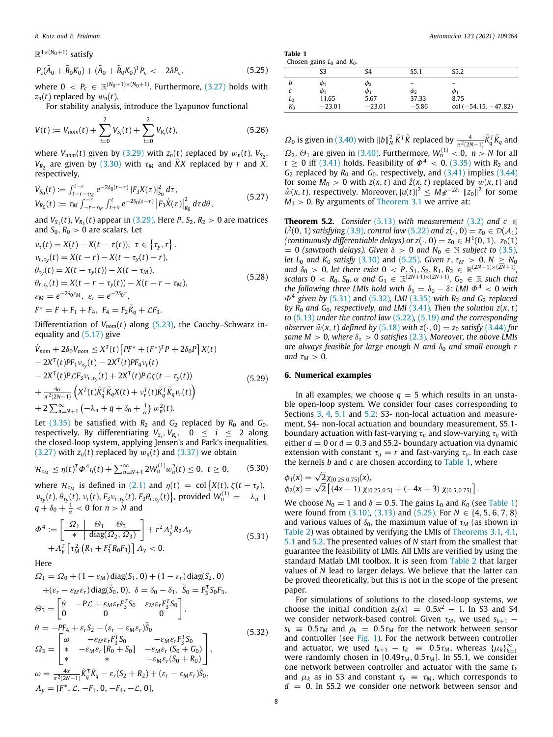$\mathbb{R}^{1\times(N_0+1)}$ satisfy

$$P_c(\tilde{A}_0+\tilde{B}_0K_0)+(\tilde{A}_0+\tilde{B}_0K_0)^TP_c<-2\delta P_c, \tag{5.25}$$

where $0<P_c\in\mathbb{R}^{(N_0+1)\times(N_0+1)}$. Furthermore, (3.27) holds with $z_n(t)$ replaced by $w_n(t)$.

For stability analysis, introduce the Lyapunov functional

$$V(t):=V_{nom}(t)+\sum_{i=0}^{2}V_{S_i}(t)+\sum_{i=0}^{2}V_{R_i}(t), \tag{5.26}$$

where $V_{nom}(t)$ given by (3.29) with $z_n(t)$ replaced by $w_n(t)$, $V_{S_2}$, $V_{R_2}$ are given by (3.30) with $\tau_M$ and $\tilde{K}X$ replaced by $r$ and $X$, respectively,

$$\begin{aligned}
V_{S_0}(t)&:=\int_{t-r-\tau_M}^{t-r}e^{-2\delta_0(t-\tau)}\left|F_3X(\tau)\right|^2_{S_0}d\tau,\\
V_{R_0}(t)&:=\tau_M\int_{-r-\tau_M}^{-r}\int_{t+\theta}^{t}e^{-2\delta_0(t-\tau)}\left|F_3\dot{X}(\tau)\right|^2_{R_0}d\tau d\theta,
\end{aligned} \tag{5.27}$$

and $V_{S_1}(t),V_{R_1}(t)$ appear in (3.29). Here $P,S_2,R_2>0$ are matrices and $S_0,R_0>0$ are scalars. Let

$$\begin{aligned}
&\nu_\tau(t)=X(t)-X(t-\tau(t)),\ \tau\in\{\tau_y,r\},\\
&\nu_{r,\tau_y}(t)=X(t-r)-X(t-\tau_y(t)-r),\\
&\theta_{\tau_y}(t)=X(t-\tau_y(t))-X(t-\tau_M),\\
&\theta_{r,\tau_y}(t)=X(t-r-\tau_y(t))-X(t-r-\tau_M),\\
&\varepsilon_M=e^{-2\delta_0\tau_M},\ \varepsilon_r=e^{-2\delta_0 r},\\
&F^*=F+F_1+F_4,\ F_4=F_2\tilde{K}_q+\mathcal{L}F_3.
\end{aligned} \tag{5.28}$$

Differentiation of $V_{nom}(t)$ along (5.23), the Cauchy–Schwarz inequality and (5.17) give

$$\begin{aligned}
&\dot{V}_{nom}+2\delta_0V_{nom}\le X^T(t)\left[PF^*+(F^*)^TP+2\delta_0P\right]X(t)\\
&-2X^T(t)PF_1\nu_{\tau_y}(t)-2X^T(t)PF_4\nu_r(t)\\
&-2X^T(t)P\mathcal{L}F_3\nu_{r,\tau_y}(t)+2X^T(t)P\mathcal{L}\zeta(t-\tau_y(t))\\
&+\tfrac{4\alpha}{\pi^2(2N-1)}\left(X^T(t)\tilde{K}_q^T\tilde{K}_qX(t)+\nu_r^T(t)\tilde{K}_q^T\tilde{K}_q\nu_r(t)\right)\\
&+2\sum_{n=N+1}^{\infty}\left(-\lambda_n+q+\delta_0+\tfrac{1}{\alpha}\right)w_n^2(t).
\end{aligned} \tag{5.29}$$

Let (3.35) be satisfied with $R_2$ and $G_2$ replaced by $R_0$ and $G_0$, respectively. By differentiating $V_{S_i},V_{R_i}$, $0\le i\le 2$ along the closed-loop system, applying Jensen's and Park's inequalities, (3.27) with $z_n(t)$ replaced by $w_n(t)$ and (3.37) we obtain

$$\mathcal{H}_{\tau_M}\le\eta(t)^T\Phi^4\eta(t)+\textstyle\sum_{n=N+1}^{\infty}2W_n^{(1)}w_n^2(t)\le 0,\ \ t\ge 0, \tag{5.30}$$

where $\mathcal{H}_{\tau_M}$ is defined in (2.1) and $\eta(t)=\mathrm{col}\left\{X(t),\zeta(t-\tau_y),\nu_{\tau_y}(t),\theta_{\tau_y}(t),\nu_r(t),F_3\nu_{r,\tau_y}(t),F_3\theta_{r,\tau_y}(t)\right\}$, provided $W_n^{(1)}=-\lambda_n+q+\delta_0+\frac{1}{\alpha}<0$ for $n>N$ and

$$\begin{aligned}
\Phi^4:=&\left[\begin{array}{c|cc}\Omega_1&\Theta_1&\Theta_3\\\hline *&\multicolumn{2}{c}{\mathrm{diag}(\Omega_2,\Omega_3)}\end{array}\right]+r^2\Lambda_y^TR_2\Lambda_y\\
&+\Lambda_y^T\left[\tau_M^2\left(R_1+F_3^TR_0F_3\right)\right]\Lambda_y<0.
\end{aligned} \tag{5.31}$$

Here

$$\begin{aligned}
&\Omega_1=\Omega_0+(1-\varepsilon_M)\,\mathrm{diag}(S_1,0)+(1-\varepsilon_r)\,\mathrm{diag}(S_2,0)\\
&\quad+(\varepsilon_r-\varepsilon_M\varepsilon_r)\,\mathrm{diag}(\tilde{S}_0,0),\ \ \delta=\delta_0-\delta_1,\ \ \tilde{S}_0=F_3^TS_0F_3,\\
&\Theta_3=\begin{bmatrix}\theta&-P\mathcal{L}+\varepsilon_M\varepsilon_rF_3^TS_0&\varepsilon_M\varepsilon_rF_3^TS_0\\0&0&0\end{bmatrix},\\
&\theta=-PF_4+\varepsilon_rS_2-(\varepsilon_r-\varepsilon_M\varepsilon_r)\tilde{S}_0\\
&\Omega_3=\begin{bmatrix}\omega&-\varepsilon_M\varepsilon_rF_3^TS_0&-\varepsilon_M\varepsilon_rF_3^TS_0\\ *&-\varepsilon_M\varepsilon_r\left[R_0+S_0\right]&-\varepsilon_M\varepsilon_r\left(S_0+G_0\right)\\ *&*&-\varepsilon_M\varepsilon_r\left(S_0+R_0\right)\end{bmatrix},\\
&\omega=\tfrac{4\alpha}{\pi^2(2N-1)}\tilde{K}_q^T\tilde{K}_q-\varepsilon_r(S_2+R_2)+(\varepsilon_r-\varepsilon_M\varepsilon_r)\tilde{S}_0,\\
&\Lambda_y=\left[F^*,\mathcal{L},-F_1,0,-F_4,-\mathcal{L},0\right],
\end{aligned} \tag{5.32}$$

$\Omega_0$ is given in (3.40) with $\|b\|_N^2\tilde{K}^T\tilde{K}$ replaced by $\frac{4}{\pi^2(2N-1)}\tilde{K}_q^T\tilde{K}_q$ and $\Omega_2$, $\Theta_1$ are given in (3.40). Furthermore, $W_n^{(1)}<0$, $n>N$ for all $t\ge 0$ iff (3.41) holds. Feasibility of $\Phi^4<0$, (3.35) with $R_2$ and $G_2$ replaced by $R_0$ and $G_0$, respectively, and (3.41) implies (3.44) for some $M_0>0$ with $z(x,t)$ and $\hat{z}(x,t)$ replaced by $w(x,t)$ and $\hat{w}(x,t)$, respectively. Moreover, $|u(t)|^2\le M_1e^{-2\delta_\tau}\|z_0\|^2$ for some $M_1>0$. By arguments of Theorem 3.1 we arrive at:

**Theorem 5.2.** *Consider (5.13) with measurement (3.2) and $c\in L^2(0,1)$ satisfying (3.9), control law (5.22) and $z(\cdot,0)=z_0\in\mathcal{D}(\mathcal{A}_1)$ (continuously differentiable delays) or $z(\cdot,0)=z_0\in H^1(0,1)$, $z_0(1)=0$ (sawtooth delays). Given $\delta>0$ and $N_0\in\mathbb{N}$ subject to (3.5), let $L_0$ and $K_0$ satisfy (3.10) and (5.25). Given $r,\tau_M>0$, $N\ge N_0$ and $\delta_0>0$, let there exist $0<P,S_1,S_2,R_1,R_2\in\mathbb{R}^{(2N+1)\times(2N+1)}$, scalars $0<R_0,S_0,\alpha$ and $G_1\in\mathbb{R}^{(2N+1)\times(2N+1)}$, $G_0\in\mathbb{R}$ such that the following three LMIs hold with $\delta_1=\delta_0-\delta$: LMI $\Phi^4<0$ with $\Phi^4$ given by (5.31) and (5.32), LMI (3.35) with $R_2$ and $G_2$ replaced by $R_0$ and $G_0$, respectively, and LMI (3.41). Then the solution $z(x,t)$ to (5.13) under the control law (5.22), (5.19) and the corresponding observer $\hat{w}(x,t)$ defined by (5.18) with $z(\cdot,0)=z_0$ satisfy (3.44) for some $M>0$, where $\delta_\tau>0$ satisfies (2.3). Moreover, the above LMIs are always feasible for large enough $N$ and $\delta_0$ and small enough $r$ and $\tau_M>0$.*

## 6. Numerical examples

In all examples, we choose $q=5$ which results in an unstable open-loop system. We consider four cases corresponding to Sections 3, 4, 5.1 and 5.2: S3- non-local actuation and measurement, S4- non-local actuation and boundary measurement, S5.1- boundary actuation with fast-varying $\tau_u$ and slow-varying $\tau_y$ with either $d=0$ or $d=0.3$ and S5.2- boundary actuation via dynamic extension with constant $\tau_u=r$ and fast-varying $\tau_y$. In each case the kernels $b$ and $c$ are chosen according to Table 1, where

$$\begin{aligned}
&\phi_1(x)=\sqrt{2}\chi_{[0.25,0.75]}(x),\\
&\phi_2(x)=\sqrt{2}\left[(4x-1)\,\chi_{[0.25,0.5]}+(-4x+3)\,\chi_{(0.5,0.75]}\right].
\end{aligned}$$

Table 1
Chosen gains $L_0$ and $K_0$.

| | S3 | S4 | S5.1 | S5.2 |
|---|---|---|---|---|
| $b$ | $\phi_1$ | $\phi_2$ | – | – |
| $c$ | $\phi_1$ | $\phi_1$ | $\phi_2$ | $\phi_1$ |
| $L_0$ | 11.65 | 5.67 | 37.33 | 8.75 |
| $K_0$ | −23.01 | −23.01 | −5.86 | col (−54.15, −47.82) |

We choose $N_0=1$ and $\delta=0.5$. The gains $L_0$ and $K_0$ (see Table 1) were found from (3.10), (3.13) and (5.25). For $N\in\{4,5,6,7,8\}$ and various values of $\delta_0$, the maximum value of $\tau_M$ (as shown in Table 2) was obtained by verifying the LMIs of Theorems 3.1, 4.1, 5.1 and 5.2. The presented values of $N$ start from the smallest that guarantee the feasibility of LMIs. All LMIs are verified by using the standard Matlab LMI toolbox. It is seen from Table 2 that larger values of $N$ lead to larger delays. We believe that the latter can be proved theoretically, but this is not in the scope of the present paper.

For simulations of solutions to the closed-loop systems, we choose the initial condition $z_0(x)=0.5x^2-1$. In S3 and S4 we consider network-based control. Given $\tau_M$, we used $s_{k+1}-s_k\equiv 0.5\tau_M$ and $\rho_k=0.5\tau_M$ for the network between sensor and controller (see Fig. 1). For the network between controller and actuator, we used $t_{k+1}-t_k\equiv 0.5\tau_M$, whereas $\{\mu_k\}_{k=1}^{\infty}$ were randomly chosen in $[0.49\tau_M,0.5\tau_M]$. In S5.1, we consider one network between controller and actuator with the same $t_k$ and $\mu_k$ as in S3 and constant $\tau_y\equiv\tau_M$, which corresponds to $d=0$. In S5.2 we consider one network between sensor and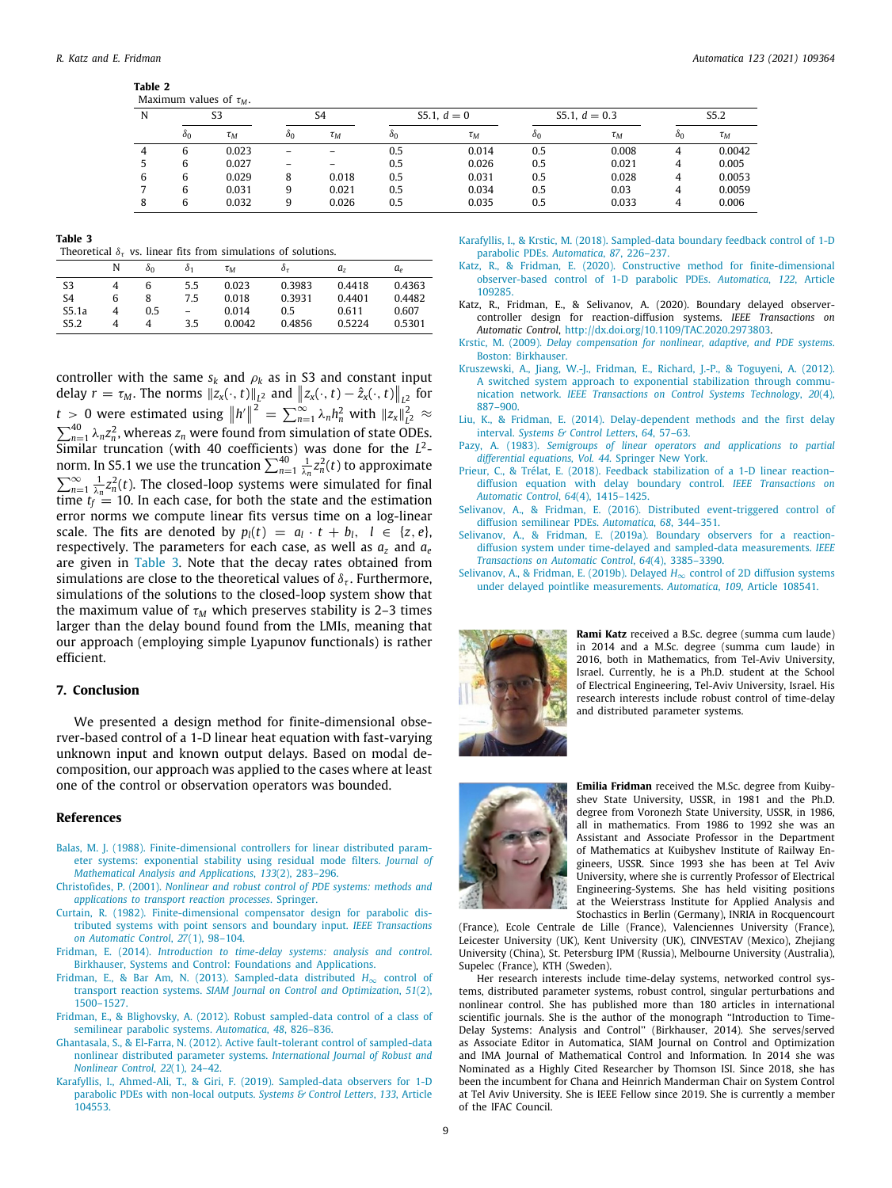**Table 2**
Maximum values of $\tau_M$.

| N | S3 | | S4 | | S5.1, $d=0$ | | S5.1, $d=0.3$ | | S5.2 | |
|---|---|---|---|---|---|---|---|---|---|---|
| | $\delta_0$ | $\tau_M$ | $\delta_0$ | $\tau_M$ | $\delta_0$ | $\tau_M$ | $\delta_0$ | $\tau_M$ | $\delta_0$ | $\tau_M$ |
| 4 | 6 | 0.023 | – | – | 0.5 | 0.014 | 0.5 | 0.008 | 4 | 0.0042 |
| 5 | 6 | 0.027 | – | – | 0.5 | 0.026 | 0.5 | 0.021 | 4 | 0.005 |
| 6 | 6 | 0.029 | 8 | 0.018 | 0.5 | 0.031 | 0.5 | 0.028 | 4 | 0.0053 |
| 7 | 6 | 0.031 | 9 | 0.021 | 0.5 | 0.034 | 0.5 | 0.03 | 4 | 0.0059 |
| 8 | 6 | 0.032 | 9 | 0.026 | 0.5 | 0.035 | 0.5 | 0.033 | 4 | 0.006 |

**Table 3**
Theoretical $\delta_\tau$ vs. linear fits from simulations of solutions.

| | N | $\delta_0$ | $\delta_1$ | $\tau_M$ | $\delta_\tau$ | $a_z$ | $a_e$ |
|---|---|---|---|---|---|---|---|
| S3 | 4 | 6 | 5.5 | 0.023 | 0.3983 | 0.4418 | 0.4363 |
| S4 | 6 | 8 | 7.5 | 0.018 | 0.3931 | 0.4401 | 0.4482 |
| S5.1a | 4 | 0.5 | – | 0.014 | 0.5 | 0.611 | 0.607 |
| S5.2 | 4 | 4 | 3.5 | 0.0042 | 0.4856 | 0.5224 | 0.5301 |

controller with the same $s_k$ and $\rho_k$ as in S3 and constant input delay $r=\tau_M$. The norms $\|z_x(\cdot,t)\|_{L^2}$ and $\|z_x(\cdot,t)-\hat{z}_x(\cdot,t)\|_{L^2}$ for $t>0$ were estimated using $\|h'\|^2=\sum_{n=1}^{\infty}\lambda_n h_n^2$ with $\|z_x\|^2_{L^2}\approx\sum_{n=1}^{40}\lambda_n z_n^2$, whereas $z_n$ were found from simulation of state ODEs. Similar truncation (with 40 coefficients) was done for the $L^2$-norm. In S5.1 we use the truncation $\sum_{n=1}^{40}\frac{1}{\lambda_n}z_n^2(t)$ to approximate $\sum_{n=1}^{\infty}\frac{1}{\lambda_n}z_n^2(t)$. The closed-loop systems were simulated for final time $t_f=10$. In each case, for both the state and the estimation error norms we compute linear fits versus time on a log-linear scale. The fits are denoted by $p_l(t)=a_l\cdot t+b_l,\ \ l\in\{z,e\}$, respectively. The parameters for each case, as well as $a_z$ and $a_e$ are given in Table 3. Note that the decay rates obtained from simulations are close to the theoretical values of $\delta_\tau$. Furthermore, simulations of the solutions to the closed-loop system show that the maximum value of $\tau_M$ which preserves stability is 2–3 times larger than the delay bound found from the LMIs, meaning that our approach (employing simple Lyapunov functionals) is rather efficient.

## 7. Conclusion

We presented a design method for finite-dimensional observer-based control of a 1-D linear heat equation with fast-varying unknown input and known output delays. Based on modal decomposition, our approach was applied to the cases where at least one of the control or observation operators was bounded.

## References

Balas, M. J. (1988). Finite-dimensional controllers for linear distributed parameter systems: exponential stability using residual mode filters. *Journal of Mathematical Analysis and Applications*, *133*(2), 283–296.

Christofides, P. (2001). *Nonlinear and robust control of PDE systems: methods and applications to transport reaction processes*. Springer.

Curtain, R. (1982). Finite-dimensional compensator design for parabolic distributed systems with point sensors and boundary input. *IEEE Transactions on Automatic Control*, *27*(1), 98–104.

Fridman, E. (2014). *Introduction to time-delay systems: analysis and control*. Birkhauser, Systems and Control: Foundations and Applications.

Fridman, E., & Bar Am, N. (2013). Sampled-data distributed $H_\infty$ control of transport reaction systems. *SIAM Journal on Control and Optimization*, *51*(2), 1500–1527.

Fridman, E., & Blighovsky, A. (2012). Robust sampled-data control of a class of semilinear parabolic systems. *Automatica*, *48*, 826–836.

Ghantasala, S., & El-Farra, N. (2012). Active fault-tolerant control of sampled-data nonlinear distributed parameter systems. *International Journal of Robust and Nonlinear Control*, *22*(1), 24–42.

Karafyllis, I., Ahmed-Ali, T., & Giri, F. (2019). Sampled-data observers for 1-D parabolic PDEs with non-local outputs. *Systems & Control Letters*, *133*, Article 104553.

Karafyllis, I., & Krstic, M. (2018). Sampled-data boundary feedback control of 1-D parabolic PDEs. *Automatica*, *87*, 226–237.

Katz, R., & Fridman, E. (2020). Constructive method for finite-dimensional observer-based control of 1-D parabolic PDEs. *Automatica*, *122*, Article 109285.

Katz, R., Fridman, E., & Selivanov, A. (2020). Boundary delayed observer-controller design for reaction-diffusion systems. *IEEE Transactions on Automatic Control*, http://dx.doi.org/10.1109/TAC.2020.2973803.

Krstic, M. (2009). *Delay compensation for nonlinear, adaptive, and PDE systems*. Boston: Birkhauser.

Kruszewski, A., Jiang, W.-J., Fridman, E., Richard, J.-P., & Toguyeni, A. (2012). A switched system approach to exponential stabilization through communication network. *IEEE Transactions on Control Systems Technology*, *20*(4), 887–900.

Liu, K., & Fridman, E. (2014). Delay-dependent methods and the first delay interval. *Systems & Control Letters*, *64*, 57–63.

Pazy, A. (1983). *Semigroups of linear operators and applications to partial differential equations, Vol. 44*. Springer New York.

Prieur, C., & Trélat, E. (2018). Feedback stabilization of a 1-D linear reaction–diffusion equation with delay boundary control. *IEEE Transactions on Automatic Control*, *64*(4), 1415–1425.

Selivanov, A., & Fridman, E. (2016). Distributed event-triggered control of diffusion semilinear PDEs. *Automatica*, *68*, 344–351.

Selivanov, A., & Fridman, E. (2019a). Boundary observers for a reaction-diffusion system under time-delayed and sampled-data measurements. *IEEE Transactions on Automatic Control*, *64*(4), 3385–3390.

Selivanov, A., & Fridman, E. (2019b). Delayed $H_\infty$ control of 2D diffusion systems under delayed pointlike measurements. *Automatica*, *109*, Article 108541.

**Rami Katz** received a B.Sc. degree (summa cum laude) in 2014 and a M.Sc. degree (summa cum laude) in 2016, both in Mathematics, from Tel-Aviv University, Israel. Currently, he is a Ph.D. student at the School of Electrical Engineering, Tel-Aviv University, Israel. His research interests include robust control of time-delay and distributed parameter systems.

**Emilia Fridman** received the M.Sc. degree from Kuibyshev State University, USSR, in 1981 and the Ph.D. degree from Voronezh State University, USSR, in 1986, all in mathematics. From 1986 to 1992 she was an Assistant and Associate Professor in the Department of Mathematics at Kuibyshev Institute of Railway Engineers, USSR. Since 1993 she has been at Tel Aviv University, where she is currently Professor of Electrical Engineering-Systems. She has held visiting positions at the Weierstrass Institute for Applied Analysis and Stochastics in Berlin (Germany), INRIA in Rocquencourt (France), Ecole Centrale de Lille (France), Valenciennes University (France), Leicester University (UK), Kent University (UK), CINVESTAV (Mexico), Zhejiang University (China), St. Petersburg IPM (Russia), Melbourne University (Australia), Supelec (France), KTH (Sweden).

Her research interests include time-delay systems, networked control systems, distributed parameter systems, robust control, singular perturbations and nonlinear control. She has published more than 180 articles in international scientific journals. She is the author of the monograph "Introduction to Time-Delay Systems: Analysis and Control" (Birkhauser, 2014). She serves/served as Associate Editor in Automatica, SIAM Journal on Control and Optimization and IMA Journal of Mathematical Control and Information. In 2014 she was Nominated as a Highly Cited Researcher by Thomson ISI. Since 2018, she has been the incumbent for Chana and Heinrich Manderman Chair on System Control at Tel Aviv University. She is IEEE Fellow since 2019. She is currently a member of the IFAC Council.